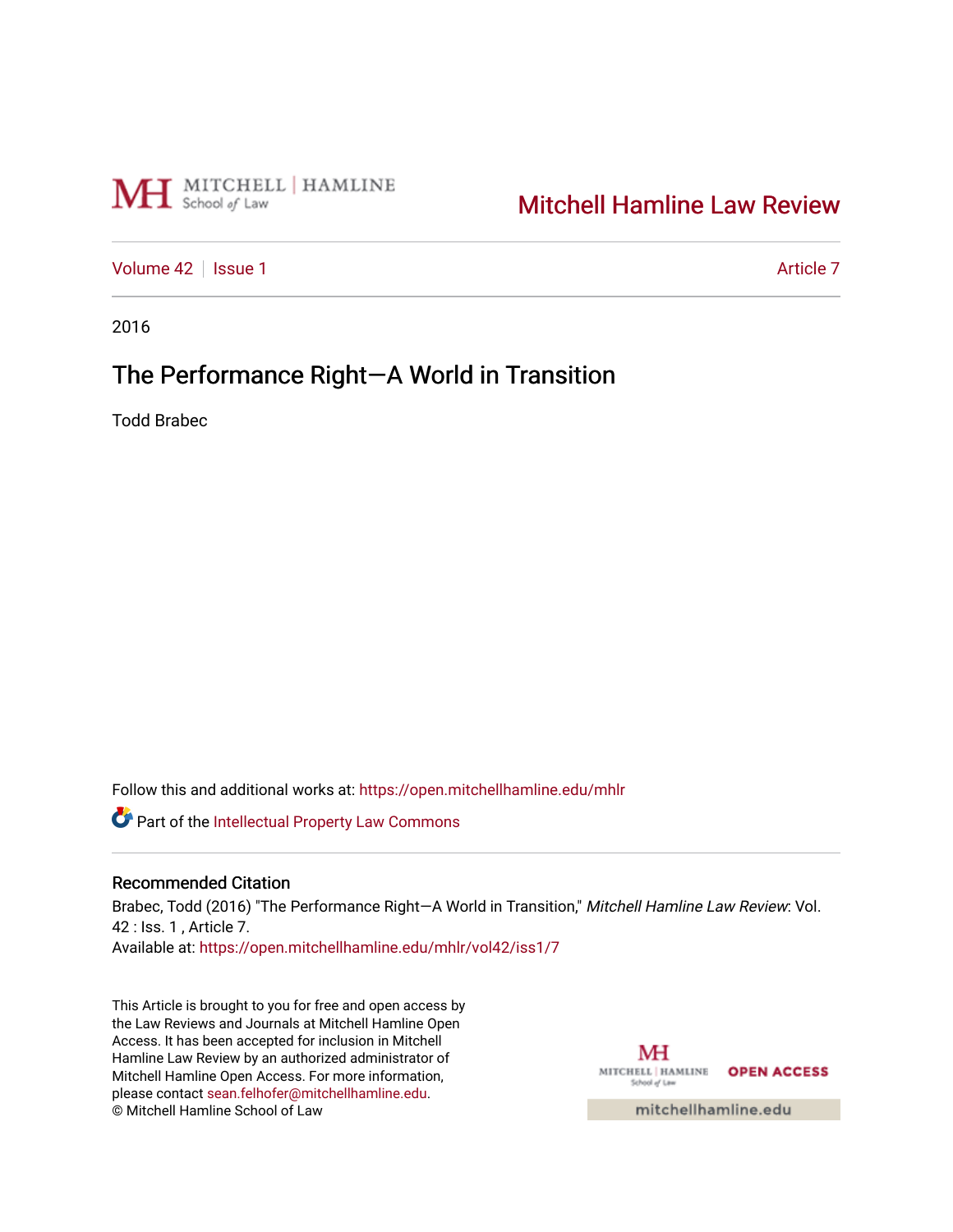Mitchell Hamline Law Review

Volume 42 | Issue 1 | Article 7

2016

# The Performance Right—A World in Transition

Todd Brabec

Follow this and additional works at: https://open.mitchellhamline.edu/mhlr

Part of the Intellectual Property Law Commons

## Recommended Citation

Brabec, Todd (2016) "The Performance Right—A World in Transition," *Mitchell Hamline Law Review*: Vol. 42 : Iss. 1 , Article 7.
Available at: https://open.mitchellhamline.edu/mhlr/vol42/iss1/7

This Article is brought to you for free and open access by the Law Reviews and Journals at Mitchell Hamline Open Access. It has been accepted for inclusion in Mitchell Hamline Law Review by an authorized administrator of Mitchell Hamline Open Access. For more information, please contact sean.felhofer@mitchellhamline.edu.
© Mitchell Hamline School of Law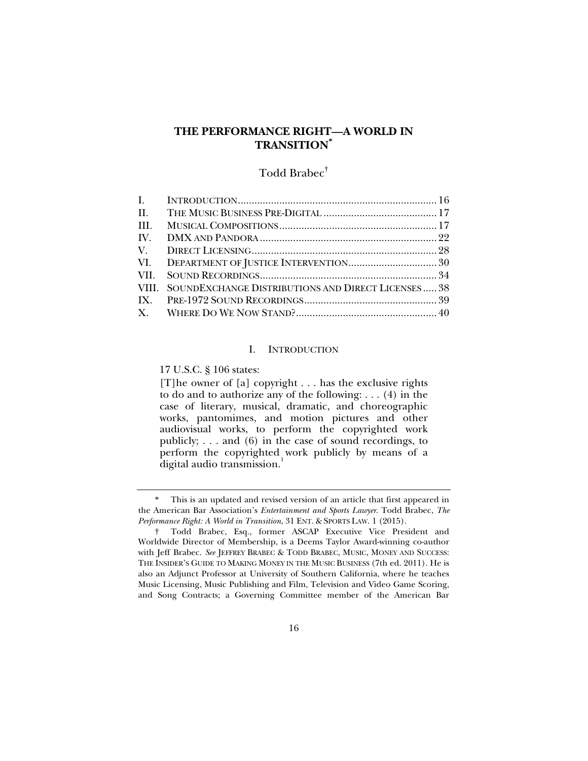# THE PERFORMANCE RIGHT—A WORLD IN TRANSITION[*]

Todd Brabec[†]

| | | |
|---|---|---|
| I. | INTRODUCTION | 16 |
| II. | THE MUSIC BUSINESS PRE-DIGITAL | 17 |
| III. | MUSICAL COMPOSITIONS | 17 |
| IV. | DMX AND PANDORA | 22 |
| V. | DIRECT LICENSING | 28 |
| VI. | DEPARTMENT OF JUSTICE INTERVENTION | 30 |
| VII. | SOUND RECORDINGS | 34 |
| VIII. | SOUNDEXCHANGE DISTRIBUTIONS AND DIRECT LICENSES | 38 |
| IX. | PRE-1972 SOUND RECORDINGS | 39 |
| X. | WHERE DO WE NOW STAND? | 40 |

## I. INTRODUCTION

17 U.S.C. § 106 states:

> [T]he owner of [a] copyright . . . has the exclusive rights to do and to authorize any of the following: . . . (4) in the case of literary, musical, dramatic, and choreographic works, pantomimes, and motion pictures and other audiovisual works, to perform the copyrighted work publicly; . . . and (6) in the case of sound recordings, to perform the copyrighted work publicly by means of a digital audio transmission.[1]

---

\* This is an updated and revised version of an article that first appeared in the American Bar Association's *Entertainment and Sports Lawyer*. Todd Brabec, *The Performance Right: A World in Transition*, 31 ENT. & SPORTS LAW. 1 (2015).

† Todd Brabec, Esq., former ASCAP Executive Vice President and Worldwide Director of Membership, is a Deems Taylor Award-winning co-author with Jeff Brabec. *See* JEFFREY BRABEC & TODD BRABEC, MUSIC, MONEY AND SUCCESS: THE INSIDER'S GUIDE TO MAKING MONEY IN THE MUSIC BUSINESS (7th ed. 2011). He is also an Adjunct Professor at University of Southern California, where he teaches Music Licensing, Music Publishing and Film, Television and Video Game Scoring, and Song Contracts; a Governing Committee member of the American Bar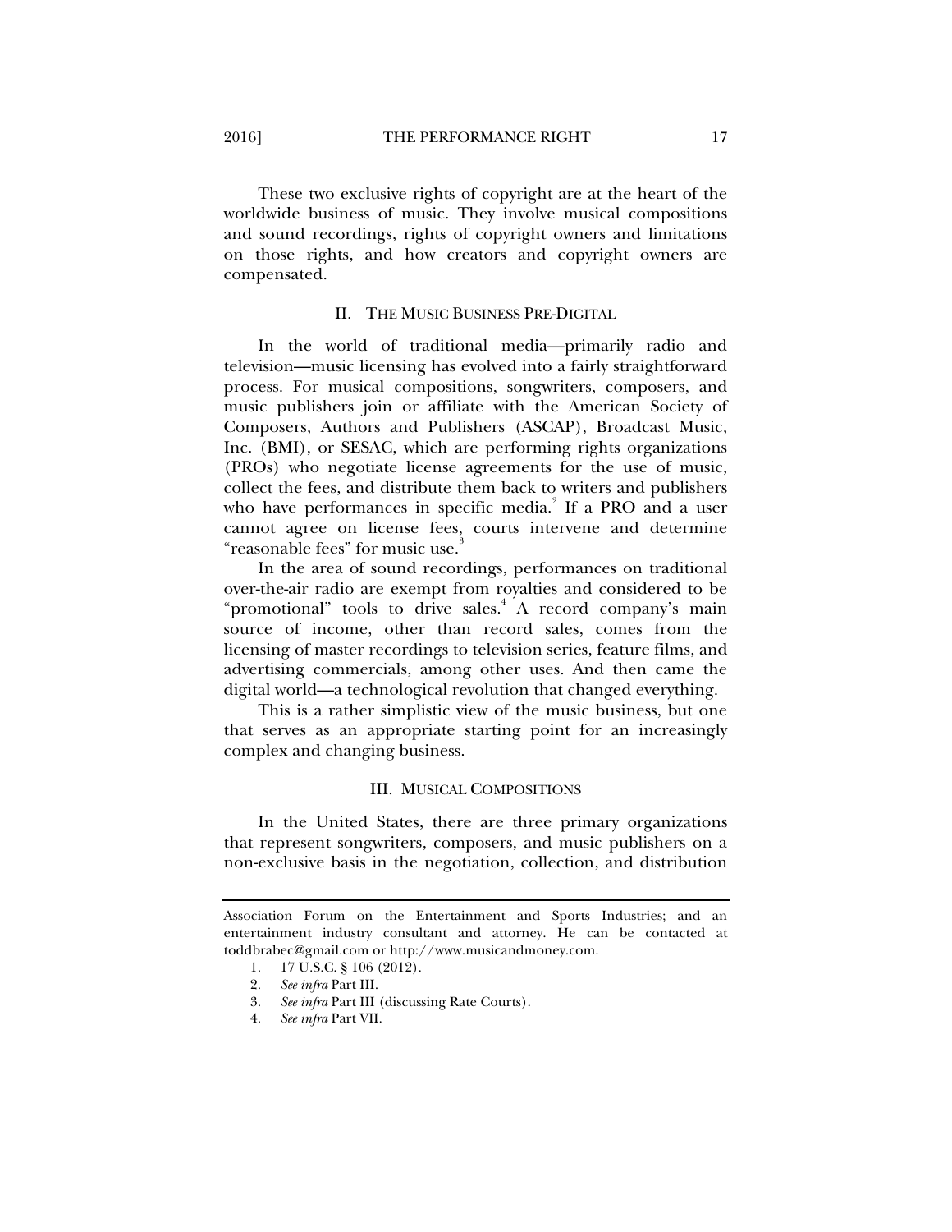These two exclusive rights of copyright are at the heart of the worldwide business of music. They involve musical compositions and sound recordings, rights of copyright owners and limitations on those rights, and how creators and copyright owners are compensated.

## II. THE MUSIC BUSINESS PRE-DIGITAL

In the world of traditional media—primarily radio and television—music licensing has evolved into a fairly straightforward process. For musical compositions, songwriters, composers, and music publishers join or affiliate with the American Society of Composers, Authors and Publishers (ASCAP), Broadcast Music, Inc. (BMI), or SESAC, which are performing rights organizations (PROs) who negotiate license agreements for the use of music, collect the fees, and distribute them back to writers and publishers who have performances in specific media.[2] If a PRO and a user cannot agree on license fees, courts intervene and determine "reasonable fees" for music use.[3]

In the area of sound recordings, performances on traditional over-the-air radio are exempt from royalties and considered to be "promotional" tools to drive sales.[4] A record company's main source of income, other than record sales, comes from the licensing of master recordings to television series, feature films, and advertising commercials, among other uses. And then came the digital world—a technological revolution that changed everything.

This is a rather simplistic view of the music business, but one that serves as an appropriate starting point for an increasingly complex and changing business.

## III. MUSICAL COMPOSITIONS

In the United States, there are three primary organizations that represent songwriters, composers, and music publishers on a non-exclusive basis in the negotiation, collection, and distribution

---

Association Forum on the Entertainment and Sports Industries; and an entertainment industry consultant and attorney. He can be contacted at toddbrabec@gmail.com or http://www.musicandmoney.com.

1. 17 U.S.C. § 106 (2012).
2. *See infra* Part III.
3. *See infra* Part III (discussing Rate Courts).
4. *See infra* Part VII.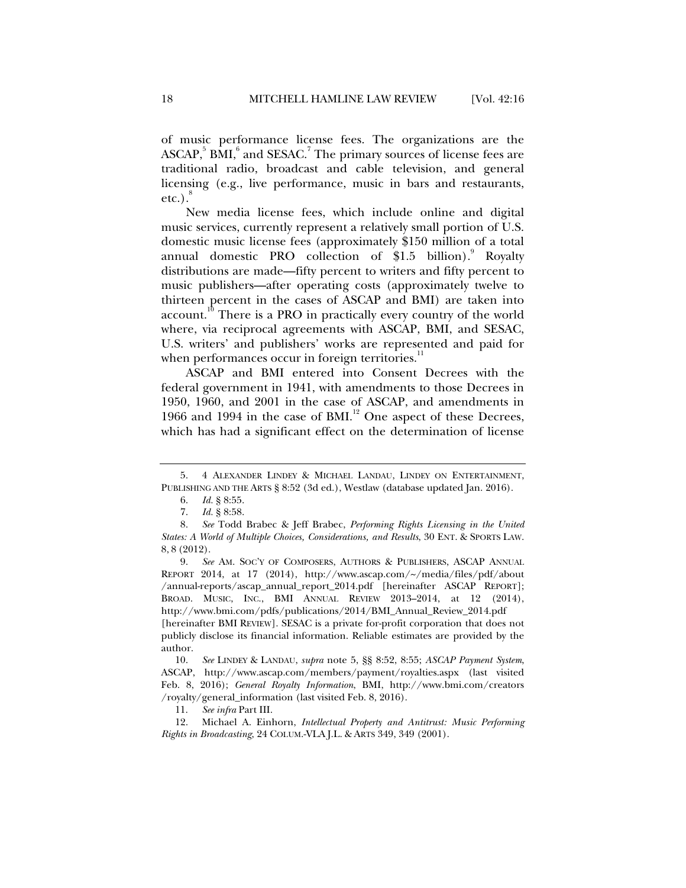of music performance license fees. The organizations are the ASCAP,[5] BMI,[6] and SESAC.[7] The primary sources of license fees are traditional radio, broadcast and cable television, and general licensing (e.g., live performance, music in bars and restaurants, etc.).[8]

New media license fees, which include online and digital music services, currently represent a relatively small portion of U.S. domestic music license fees (approximately $150 million of a total annual domestic PRO collection of $1.5 billion).[9] Royalty distributions are made—fifty percent to writers and fifty percent to music publishers—after operating costs (approximately twelve to thirteen percent in the cases of ASCAP and BMI) are taken into account.[10] There is a PRO in practically every country of the world where, via reciprocal agreements with ASCAP, BMI, and SESAC, U.S. writers' and publishers' works are represented and paid for when performances occur in foreign territories.[11]

ASCAP and BMI entered into Consent Decrees with the federal government in 1941, with amendments to those Decrees in 1950, 1960, and 2001 in the case of ASCAP, and amendments in 1966 and 1994 in the case of BMI.[12] One aspect of these Decrees, which has had a significant effect on the determination of license

---

5. 4 ALEXANDER LINDEY & MICHAEL LANDAU, LINDEY ON ENTERTAINMENT, PUBLISHING AND THE ARTS § 8:52 (3d ed.), Westlaw (database updated Jan. 2016).

6. *Id.* § 8:55.

7. *Id.* § 8:58.

8. *See* Todd Brabec & Jeff Brabec, *Performing Rights Licensing in the United States: A World of Multiple Choices, Considerations, and Results*, 30 ENT. & SPORTS LAW. 8, 8 (2012).

9. *See* AM. SOC'Y OF COMPOSERS, AUTHORS & PUBLISHERS, ASCAP ANNUAL REPORT 2014, at 17 (2014), http://www.ascap.com/~/media/files/pdf/about/annual-reports/ascap_annual_report_2014.pdf [hereinafter ASCAP REPORT]; BROAD. MUSIC, INC., BMI ANNUAL REVIEW 2013–2014, at 12 (2014), http://www.bmi.com/pdfs/publications/2014/BMI_Annual_Review_2014.pdf [hereinafter BMI REVIEW]. SESAC is a private for-profit corporation that does not publicly disclose its financial information. Reliable estimates are provided by the author.

10. *See* LINDEY & LANDAU, *supra* note 5, §§ 8:52, 8:55; *ASCAP Payment System*, ASCAP, http://www.ascap.com/members/payment/royalties.aspx (last visited Feb. 8, 2016); *General Royalty Information*, BMI, http://www.bmi.com/creators/royalty/general_information (last visited Feb. 8, 2016).

11. *See infra* Part III.

12. Michael A. Einhorn, *Intellectual Property and Antitrust: Music Performing Rights in Broadcasting*, 24 COLUM.-VLA J.L. & ARTS 349, 349 (2001).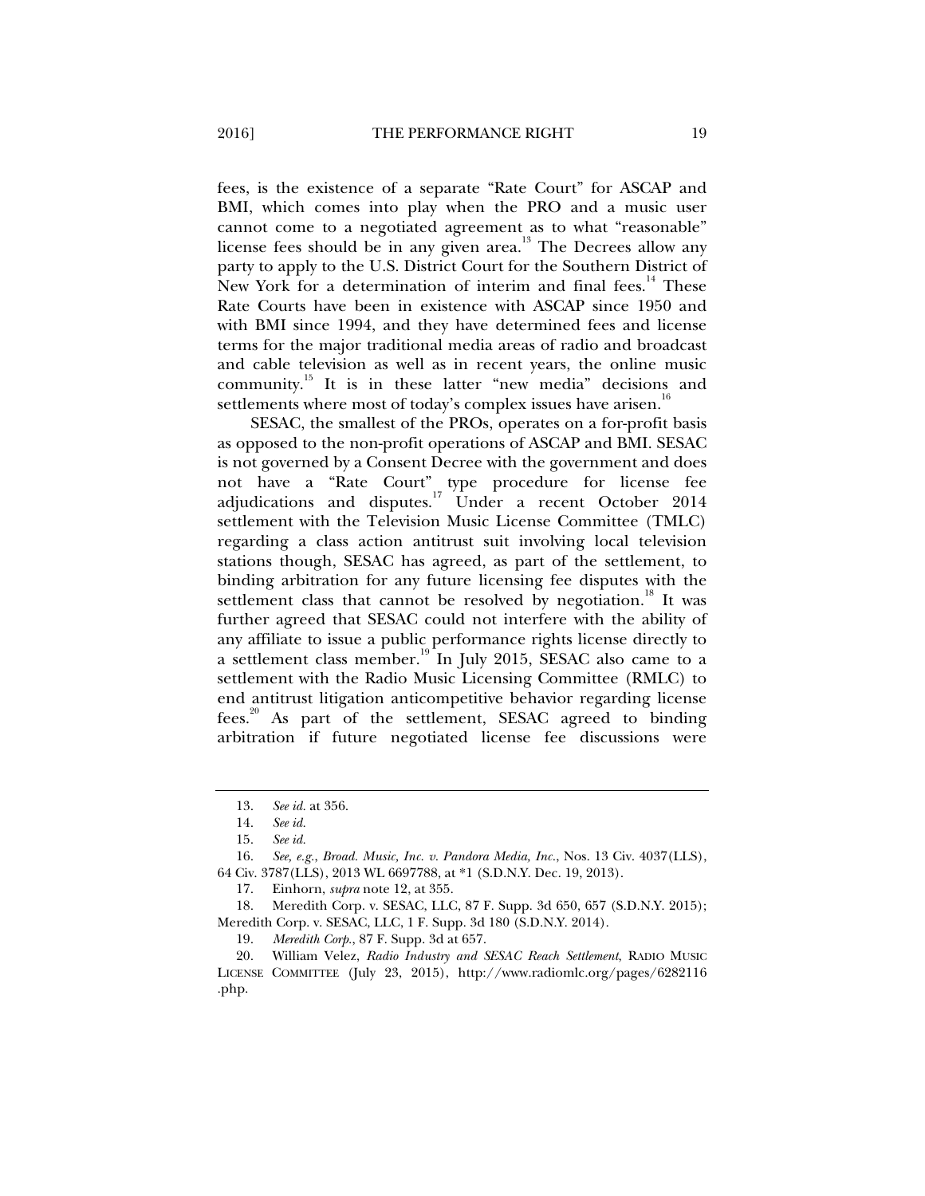fees, is the existence of a separate "Rate Court" for ASCAP and BMI, which comes into play when the PRO and a music user cannot come to a negotiated agreement as to what "reasonable" license fees should be in any given area.[13] The Decrees allow any party to apply to the U.S. District Court for the Southern District of New York for a determination of interim and final fees.[14] These Rate Courts have been in existence with ASCAP since 1950 and with BMI since 1994, and they have determined fees and license terms for the major traditional media areas of radio and broadcast and cable television as well as in recent years, the online music community.[15] It is in these latter "new media" decisions and settlements where most of today's complex issues have arisen.[16]

SESAC, the smallest of the PROs, operates on a for-profit basis as opposed to the non-profit operations of ASCAP and BMI. SESAC is not governed by a Consent Decree with the government and does not have a "Rate Court" type procedure for license fee adjudications and disputes.[17] Under a recent October 2014 settlement with the Television Music License Committee (TMLC) regarding a class action antitrust suit involving local television stations though, SESAC has agreed, as part of the settlement, to binding arbitration for any future licensing fee disputes with the settlement class that cannot be resolved by negotiation.[18] It was further agreed that SESAC could not interfere with the ability of any affiliate to issue a public performance rights license directly to a settlement class member.[19] In July 2015, SESAC also came to a settlement with the Radio Music Licensing Committee (RMLC) to end antitrust litigation anticompetitive behavior regarding license fees.[20] As part of the settlement, SESAC agreed to binding arbitration if future negotiated license fee discussions were

---

13. *See id.* at 356.

14. *See id.*

15. *See id.*

16. *See, e.g.*, *Broad. Music, Inc. v. Pandora Media, Inc.*, Nos. 13 Civ. 4037(LLS), 64 Civ. 3787(LLS), 2013 WL 6697788, at *1 (S.D.N.Y. Dec. 19, 2013).

17. Einhorn, *supra* note 12, at 355.

18. Meredith Corp. v. SESAC, LLC, 87 F. Supp. 3d 650, 657 (S.D.N.Y. 2015); Meredith Corp. v. SESAC, LLC, 1 F. Supp. 3d 180 (S.D.N.Y. 2014).

19. *Meredith Corp.*, 87 F. Supp. 3d at 657.

20. William Velez, *Radio Industry and SESAC Reach Settlement*, RADIO MUSIC LICENSE COMMITTEE (July 23, 2015), http://www.radiomlc.org/pages/6282116.php.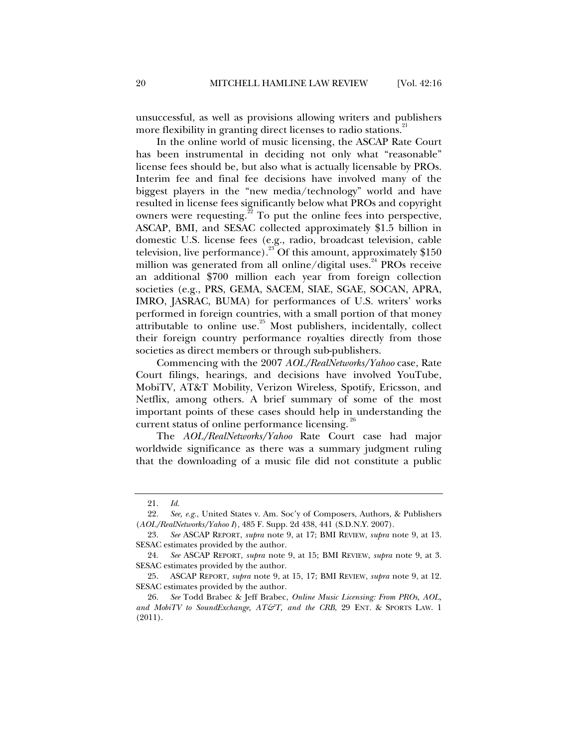unsuccessful, as well as provisions allowing writers and publishers more flexibility in granting direct licenses to radio stations.[21]

In the online world of music licensing, the ASCAP Rate Court has been instrumental in deciding not only what "reasonable" license fees should be, but also what is actually licensable by PROs. Interim fee and final fee decisions have involved many of the biggest players in the "new media/technology" world and have resulted in license fees significantly below what PROs and copyright owners were requesting.[22] To put the online fees into perspective, ASCAP, BMI, and SESAC collected approximately $1.5 billion in domestic U.S. license fees (e.g., radio, broadcast television, cable television, live performance).[23] Of this amount, approximately $150 million was generated from all online/digital uses.[24] PROs receive an additional $700 million each year from foreign collection societies (e.g., PRS, GEMA, SACEM, SIAE, SGAE, SOCAN, APRA, IMRO, JASRAC, BUMA) for performances of U.S. writers' works performed in foreign countries, with a small portion of that money attributable to online use.[25] Most publishers, incidentally, collect their foreign country performance royalties directly from those societies as direct members or through sub-publishers.

Commencing with the 2007 *AOL/RealNetworks/Yahoo* case, Rate Court filings, hearings, and decisions have involved YouTube, MobiTV, AT&T Mobility, Verizon Wireless, Spotify, Ericsson, and Netflix, among others. A brief summary of some of the most important points of these cases should help in understanding the current status of online performance licensing.[26]

The *AOL/RealNetworks/Yahoo* Rate Court case had major worldwide significance as there was a summary judgment ruling that the downloading of a music file did not constitute a public

---

21. *Id.*

22. *See, e.g.*, United States v. Am. Soc'y of Composers, Authors, & Publishers (*AOL/RealNetworks/Yahoo I*), 485 F. Supp. 2d 438, 441 (S.D.N.Y. 2007).

23. *See* ASCAP REPORT, *supra* note 9, at 17; BMI REVIEW, *supra* note 9, at 13. SESAC estimates provided by the author.

24. *See* ASCAP REPORT, *supra* note 9, at 15; BMI REVIEW, *supra* note 9, at 3. SESAC estimates provided by the author.

25. ASCAP REPORT, *supra* note 9, at 15, 17; BMI REVIEW, *supra* note 9, at 12. SESAC estimates provided by the author.

26. *See* Todd Brabec & Jeff Brabec, *Online Music Licensing: From PROs, AOL, and MobiTV to SoundExchange, AT&T, and the CRB*, 29 ENT. & SPORTS LAW. 1 (2011).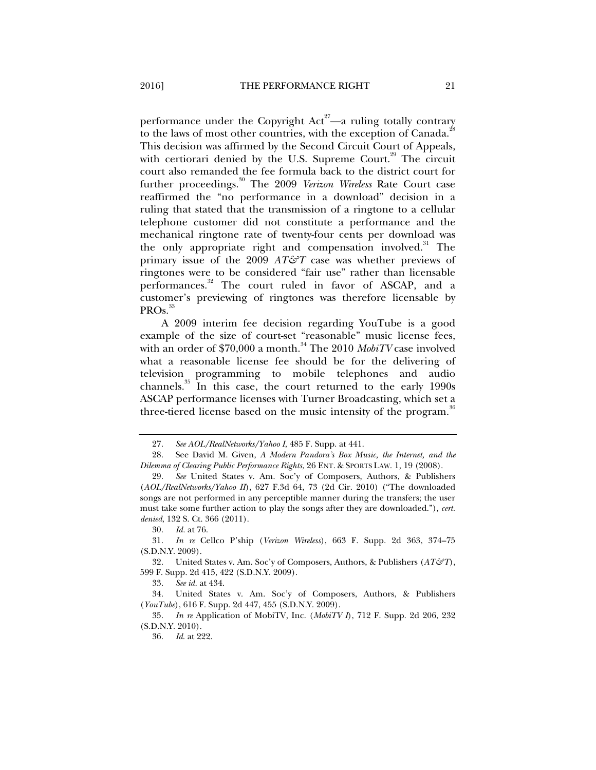performance under the Copyright Act[27]—a ruling totally contrary to the laws of most other countries, with the exception of Canada.[28] This decision was affirmed by the Second Circuit Court of Appeals, with certiorari denied by the U.S. Supreme Court.[29] The circuit court also remanded the fee formula back to the district court for further proceedings.[30] The 2009 *Verizon Wireless* Rate Court case reaffirmed the "no performance in a download" decision in a ruling that stated that the transmission of a ringtone to a cellular telephone customer did not constitute a performance and the mechanical ringtone rate of twenty-four cents per download was the only appropriate right and compensation involved.[31] The primary issue of the 2009 *AT&T* case was whether previews of ringtones were to be considered "fair use" rather than licensable performances.[32] The court ruled in favor of ASCAP, and a customer's previewing of ringtones was therefore licensable by PROs.[33]

A 2009 interim fee decision regarding YouTube is a good example of the size of court-set "reasonable" music license fees, with an order of $70,000 a month.[34] The 2010 *MobiTV* case involved what a reasonable license fee should be for the delivering of television programming to mobile telephones and audio channels.[35] In this case, the court returned to the early 1990s ASCAP performance licenses with Turner Broadcasting, which set a three-tiered license based on the music intensity of the program.[36]

---

27. *See AOL/RealNetworks/Yahoo I*, 485 F. Supp. at 441.

28. See David M. Given, *A Modern Pandora's Box Music, the Internet, and the Dilemma of Clearing Public Performance Rights*, 26 ENT. & SPORTS LAW. 1, 19 (2008).

29. *See* United States v. Am. Soc'y of Composers, Authors, & Publishers (*AOL/RealNetworks/Yahoo II*), 627 F.3d 64, 73 (2d Cir. 2010) ("The downloaded songs are not performed in any perceptible manner during the transfers; the user must take some further action to play the songs after they are downloaded."), *cert. denied*, 132 S. Ct. 366 (2011).

30. *Id.* at 76.

31. *In re* Cellco P'ship (*Verizon Wireless*), 663 F. Supp. 2d 363, 374–75 (S.D.N.Y. 2009).

32. United States v. Am. Soc'y of Composers, Authors, & Publishers (*AT&T*), 599 F. Supp. 2d 415, 422 (S.D.N.Y. 2009).

33. *See id.* at 434.

34. United States v. Am. Soc'y of Composers, Authors, & Publishers (*YouTube*), 616 F. Supp. 2d 447, 455 (S.D.N.Y. 2009).

35. *In re* Application of MobiTV, Inc. (*MobiTV I*), 712 F. Supp. 2d 206, 232 (S.D.N.Y. 2010).

36. *Id.* at 222.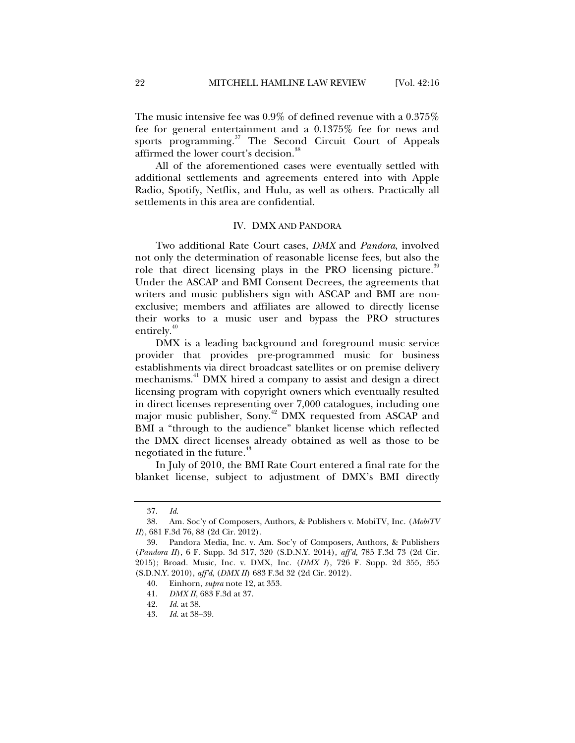The music intensive fee was 0.9% of defined revenue with a 0.375% fee for general entertainment and a 0.1375% fee for news and sports programming.[37] The Second Circuit Court of Appeals affirmed the lower court's decision.[38]

All of the aforementioned cases were eventually settled with additional settlements and agreements entered into with Apple Radio, Spotify, Netflix, and Hulu, as well as others. Practically all settlements in this area are confidential.

## IV. DMX AND PANDORA

Two additional Rate Court cases, *DMX* and *Pandora*, involved not only the determination of reasonable license fees, but also the role that direct licensing plays in the PRO licensing picture.[39] Under the ASCAP and BMI Consent Decrees, the agreements that writers and music publishers sign with ASCAP and BMI are non-exclusive; members and affiliates are allowed to directly license their works to a music user and bypass the PRO structures entirely.[40]

DMX is a leading background and foreground music service provider that provides pre-programmed music for business establishments via direct broadcast satellites or on premise delivery mechanisms.[41] DMX hired a company to assist and design a direct licensing program with copyright owners which eventually resulted in direct licenses representing over 7,000 catalogues, including one major music publisher, Sony.[42] DMX requested from ASCAP and BMI a "through to the audience" blanket license which reflected the DMX direct licenses already obtained as well as those to be negotiated in the future.[43]

In July of 2010, the BMI Rate Court entered a final rate for the blanket license, subject to adjustment of DMX's BMI directly

---

37. *Id.*

38. Am. Soc'y of Composers, Authors, & Publishers v. MobiTV, Inc. (*MobiTV II*), 681 F.3d 76, 88 (2d Cir. 2012).

39. Pandora Media, Inc. v. Am. Soc'y of Composers, Authors, & Publishers (*Pandora II*), 6 F. Supp. 3d 317, 320 (S.D.N.Y. 2014), *aff'd*, 785 F.3d 73 (2d Cir. 2015); Broad. Music, Inc. v. DMX, Inc. (*DMX I*), 726 F. Supp. 2d 355, 355 (S.D.N.Y. 2010), *aff'd*, (*DMX II*) 683 F.3d 32 (2d Cir. 2012).

40. Einhorn, *supra* note 12, at 353.

41. *DMX II*, 683 F.3d at 37.

42. *Id.* at 38.

43. *Id.* at 38–39.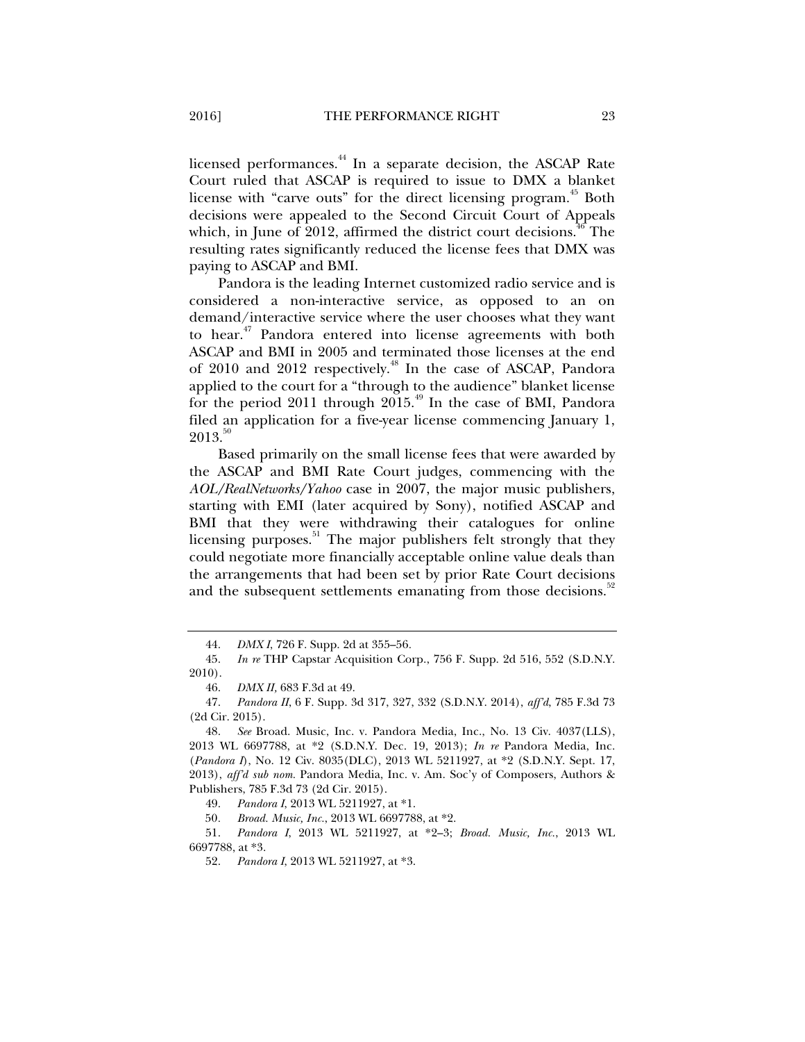licensed performances.[44] In a separate decision, the ASCAP Rate Court ruled that ASCAP is required to issue to DMX a blanket license with "carve outs" for the direct licensing program.[45] Both decisions were appealed to the Second Circuit Court of Appeals which, in June of 2012, affirmed the district court decisions.[46] The resulting rates significantly reduced the license fees that DMX was paying to ASCAP and BMI.

Pandora is the leading Internet customized radio service and is considered a non-interactive service, as opposed to an on demand/interactive service where the user chooses what they want to hear.[47] Pandora entered into license agreements with both ASCAP and BMI in 2005 and terminated those licenses at the end of 2010 and 2012 respectively.[48] In the case of ASCAP, Pandora applied to the court for a "through to the audience" blanket license for the period 2011 through 2015.[49] In the case of BMI, Pandora filed an application for a five-year license commencing January 1, 2013.[50]

Based primarily on the small license fees that were awarded by the ASCAP and BMI Rate Court judges, commencing with the *AOL/RealNetworks/Yahoo* case in 2007, the major music publishers, starting with EMI (later acquired by Sony), notified ASCAP and BMI that they were withdrawing their catalogues for online licensing purposes.[51] The major publishers felt strongly that they could negotiate more financially acceptable online value deals than the arrangements that had been set by prior Rate Court decisions and the subsequent settlements emanating from those decisions.[52]

---

44. *DMX I*, 726 F. Supp. 2d at 355–56.

45. *In re* THP Capstar Acquisition Corp., 756 F. Supp. 2d 516, 552 (S.D.N.Y. 2010).

46. *DMX II*, 683 F.3d at 49.

47. *Pandora II*, 6 F. Supp. 3d 317, 327, 332 (S.D.N.Y. 2014), *aff'd*, 785 F.3d 73 (2d Cir. 2015).

48. *See* Broad. Music, Inc. v. Pandora Media, Inc., No. 13 Civ. 4037(LLS), 2013 WL 6697788, at *2 (S.D.N.Y. Dec. 19, 2013); *In re* Pandora Media, Inc. (*Pandora I*), No. 12 Civ. 8035(DLC), 2013 WL 5211927, at *2 (S.D.N.Y. Sept. 17, 2013), *aff'd sub nom.* Pandora Media, Inc. v. Am. Soc'y of Composers, Authors & Publishers, 785 F.3d 73 (2d Cir. 2015).

49. *Pandora I*, 2013 WL 5211927, at *1.

50. *Broad. Music, Inc.*, 2013 WL 6697788, at *2.

51. *Pandora I*, 2013 WL 5211927, at *2–3; *Broad. Music, Inc.*, 2013 WL 6697788, at *3.

52. *Pandora I*, 2013 WL 5211927, at *3.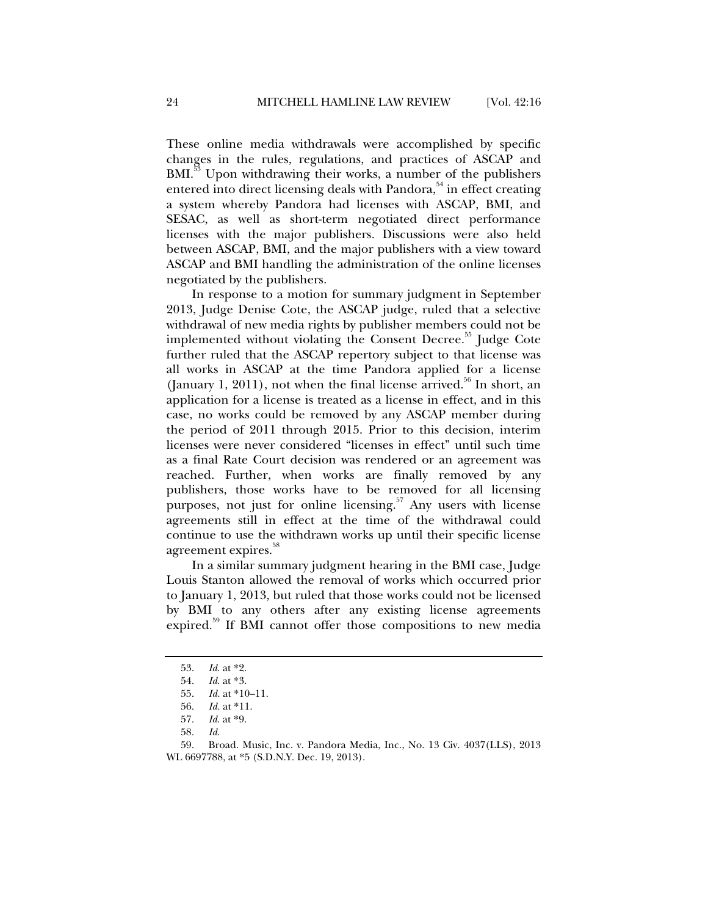These online media withdrawals were accomplished by specific changes in the rules, regulations, and practices of ASCAP and BMI.[53] Upon withdrawing their works, a number of the publishers entered into direct licensing deals with Pandora,[54] in effect creating a system whereby Pandora had licenses with ASCAP, BMI, and SESAC, as well as short-term negotiated direct performance licenses with the major publishers. Discussions were also held between ASCAP, BMI, and the major publishers with a view toward ASCAP and BMI handling the administration of the online licenses negotiated by the publishers.

In response to a motion for summary judgment in September 2013, Judge Denise Cote, the ASCAP judge, ruled that a selective withdrawal of new media rights by publisher members could not be implemented without violating the Consent Decree.[55] Judge Cote further ruled that the ASCAP repertory subject to that license was all works in ASCAP at the time Pandora applied for a license (January 1, 2011), not when the final license arrived.[56] In short, an application for a license is treated as a license in effect, and in this case, no works could be removed by any ASCAP member during the period of 2011 through 2015. Prior to this decision, interim licenses were never considered "licenses in effect" until such time as a final Rate Court decision was rendered or an agreement was reached. Further, when works are finally removed by any publishers, those works have to be removed for all licensing purposes, not just for online licensing.[57] Any users with license agreements still in effect at the time of the withdrawal could continue to use the withdrawn works up until their specific license agreement expires.[58]

In a similar summary judgment hearing in the BMI case, Judge Louis Stanton allowed the removal of works which occurred prior to January 1, 2013, but ruled that those works could not be licensed by BMI to any others after any existing license agreements expired.[59] If BMI cannot offer those compositions to new media

---

53. *Id.* at *2.

54. *Id.* at *3.

55. *Id.* at *10–11.

56. *Id.* at *11.

57. *Id.* at *9.

58. *Id.*

59. Broad. Music, Inc. v. Pandora Media, Inc., No. 13 Civ. 4037(LLS), 2013 WL 6697788, at *5 (S.D.N.Y. Dec. 19, 2013).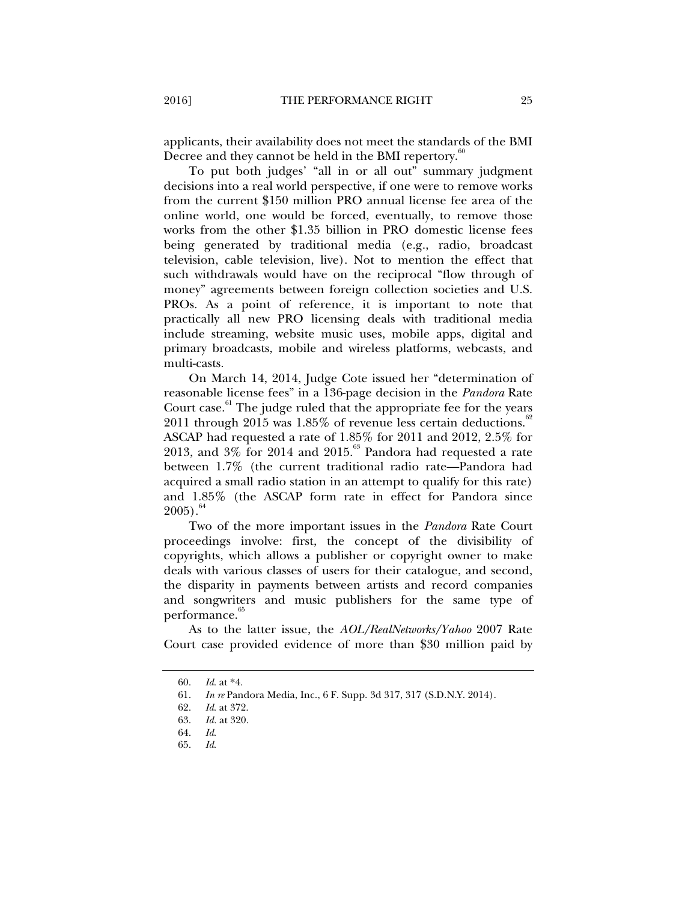applicants, their availability does not meet the standards of the BMI Decree and they cannot be held in the BMI repertory.[60]

To put both judges' "all in or all out" summary judgment decisions into a real world perspective, if one were to remove works from the current $150 million PRO annual license fee area of the online world, one would be forced, eventually, to remove those works from the other $1.35 billion in PRO domestic license fees being generated by traditional media (e.g., radio, broadcast television, cable television, live). Not to mention the effect that such withdrawals would have on the reciprocal "flow through of money" agreements between foreign collection societies and U.S. PROs. As a point of reference, it is important to note that practically all new PRO licensing deals with traditional media include streaming, website music uses, mobile apps, digital and primary broadcasts, mobile and wireless platforms, webcasts, and multi-casts.

On March 14, 2014, Judge Cote issued her "determination of reasonable license fees" in a 136-page decision in the *Pandora* Rate Court case.[61] The judge ruled that the appropriate fee for the years 2011 through 2015 was 1.85% of revenue less certain deductions.[62] ASCAP had requested a rate of 1.85% for 2011 and 2012, 2.5% for 2013, and 3% for 2014 and 2015.[63] Pandora had requested a rate between 1.7% (the current traditional radio rate—Pandora had acquired a small radio station in an attempt to qualify for this rate) and 1.85% (the ASCAP form rate in effect for Pandora since 2005).[64]

Two of the more important issues in the *Pandora* Rate Court proceedings involve: first, the concept of the divisibility of copyrights, which allows a publisher or copyright owner to make deals with various classes of users for their catalogue, and second, the disparity in payments between artists and record companies and songwriters and music publishers for the same type of performance.[65]

As to the latter issue, the *AOL/RealNetworks/Yahoo* 2007 Rate Court case provided evidence of more than $30 million paid by

60. *Id.* at *4.

61. *In re* Pandora Media, Inc., 6 F. Supp. 3d 317, 317 (S.D.N.Y. 2014).

62. *Id.* at 372.

63. *Id.* at 320.

64. *Id.*

65. *Id.*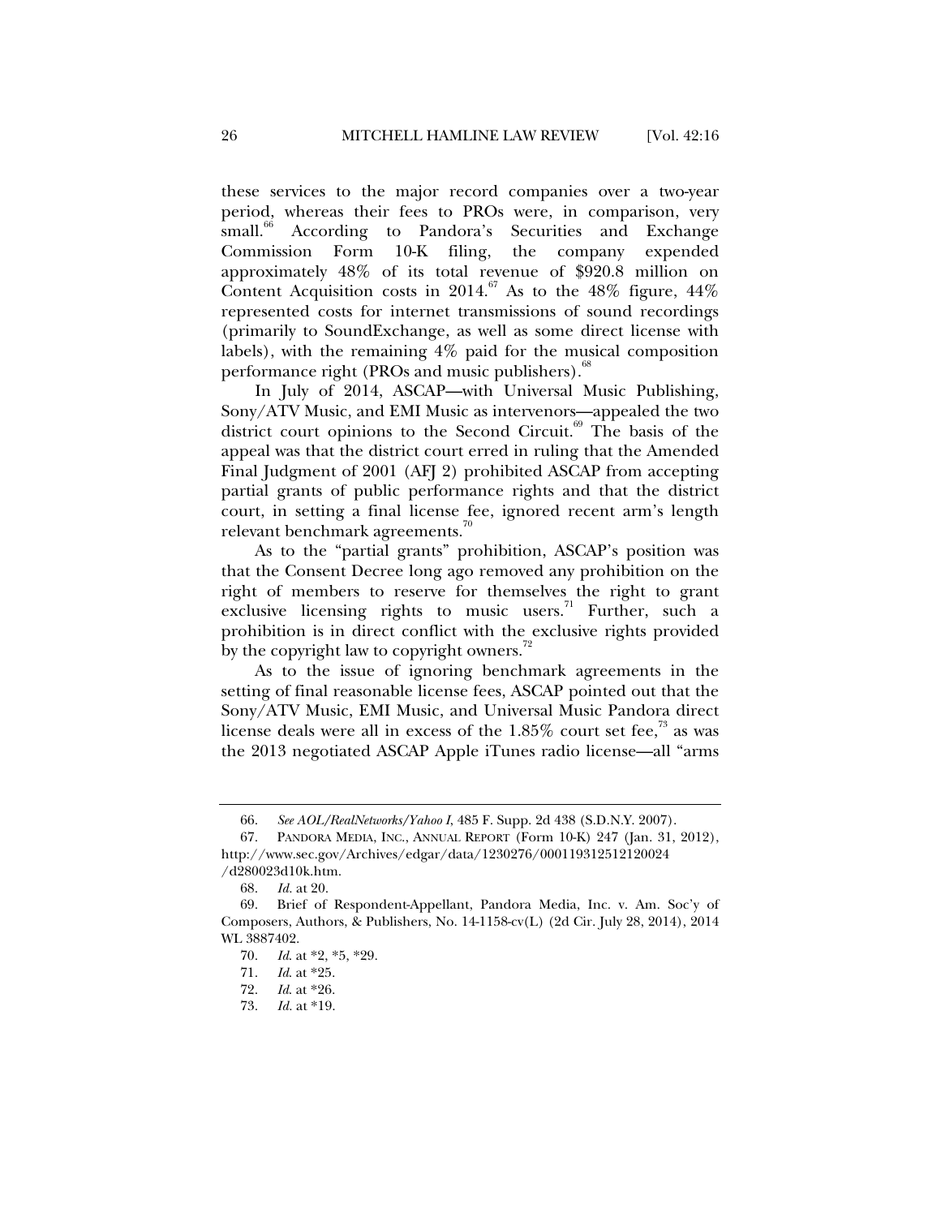these services to the major record companies over a two-year period, whereas their fees to PROs were, in comparison, very small.[66] According to Pandora's Securities and Exchange Commission Form 10-K filing, the company expended approximately 48% of its total revenue of $920.8 million on Content Acquisition costs in 2014.[67] As to the 48% figure, 44% represented costs for internet transmissions of sound recordings (primarily to SoundExchange, as well as some direct license with labels), with the remaining 4% paid for the musical composition performance right (PROs and music publishers).[68]

In July of 2014, ASCAP—with Universal Music Publishing, Sony/ATV Music, and EMI Music as intervenors—appealed the two district court opinions to the Second Circuit.[69] The basis of the appeal was that the district court erred in ruling that the Amended Final Judgment of 2001 (AFJ 2) prohibited ASCAP from accepting partial grants of public performance rights and that the district court, in setting a final license fee, ignored recent arm's length relevant benchmark agreements.[70]

As to the "partial grants" prohibition, ASCAP's position was that the Consent Decree long ago removed any prohibition on the right of members to reserve for themselves the right to grant exclusive licensing rights to music users.[71] Further, such a prohibition is in direct conflict with the exclusive rights provided by the copyright law to copyright owners.[72]

As to the issue of ignoring benchmark agreements in the setting of final reasonable license fees, ASCAP pointed out that the Sony/ATV Music, EMI Music, and Universal Music Pandora direct license deals were all in excess of the 1.85% court set fee,[73] as was the 2013 negotiated ASCAP Apple iTunes radio license—all "arms

---

66. *See AOL/RealNetworks/Yahoo I*, 485 F. Supp. 2d 438 (S.D.N.Y. 2007).

67. PANDORA MEDIA, INC., ANNUAL REPORT (Form 10-K) 247 (Jan. 31, 2012), http://www.sec.gov/Archives/edgar/data/1230276/000119312512120024/d280023d10k.htm.

68. *Id.* at 20.

69. Brief of Respondent-Appellant, Pandora Media, Inc. v. Am. Soc'y of Composers, Authors, & Publishers, No. 14-1158-cv(L) (2d Cir. July 28, 2014), 2014 WL 3887402.

70. *Id.* at *2, *5, *29.

71. *Id.* at *25.

72. *Id.* at *26.

73. *Id.* at *19.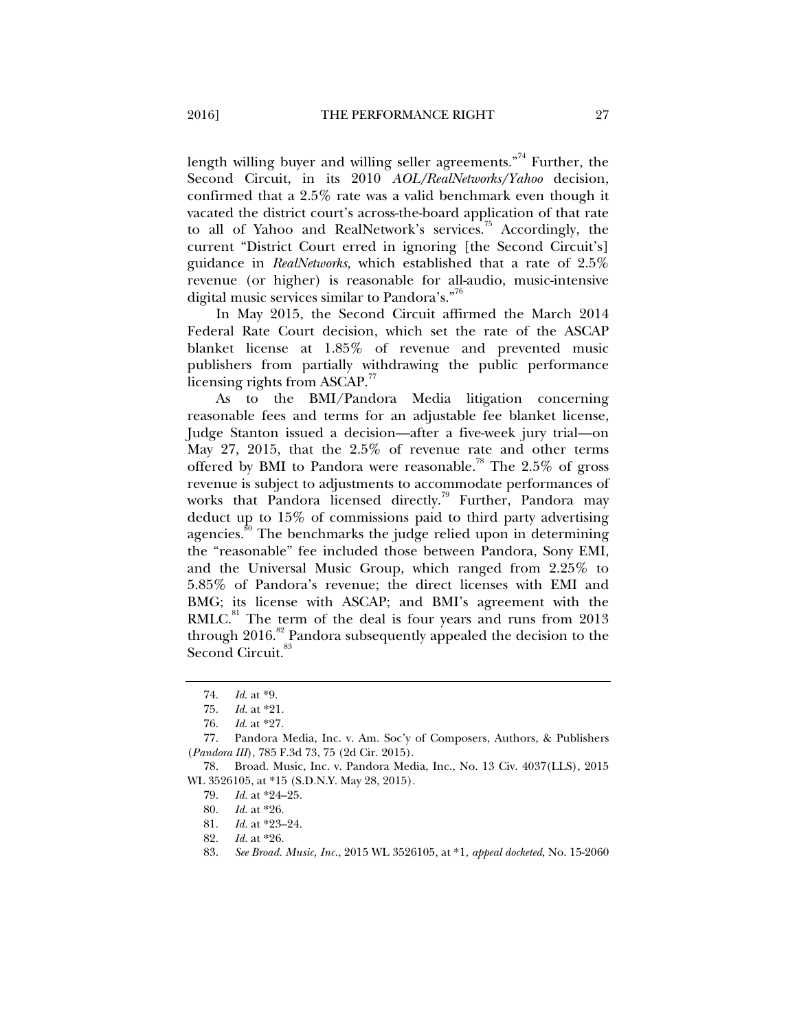length willing buyer and willing seller agreements."[74] Further, the Second Circuit, in its 2010 *AOL/RealNetworks/Yahoo* decision, confirmed that a 2.5% rate was a valid benchmark even though it vacated the district court's across-the-board application of that rate to all of Yahoo and RealNetwork's services.[75] Accordingly, the current "District Court erred in ignoring [the Second Circuit's] guidance in *RealNetworks,* which established that a rate of 2.5% revenue (or higher) is reasonable for all-audio, music-intensive digital music services similar to Pandora's."[76]

In May 2015, the Second Circuit affirmed the March 2014 Federal Rate Court decision, which set the rate of the ASCAP blanket license at 1.85% of revenue and prevented music publishers from partially withdrawing the public performance licensing rights from ASCAP.[77]

As to the BMI/Pandora Media litigation concerning reasonable fees and terms for an adjustable fee blanket license, Judge Stanton issued a decision—after a five-week jury trial—on May 27, 2015, that the 2.5% of revenue rate and other terms offered by BMI to Pandora were reasonable.[78] The 2.5% of gross revenue is subject to adjustments to accommodate performances of works that Pandora licensed directly.[79] Further, Pandora may deduct up to 15% of commissions paid to third party advertising agencies.[80] The benchmarks the judge relied upon in determining the "reasonable" fee included those between Pandora, Sony EMI, and the Universal Music Group, which ranged from 2.25% to 5.85% of Pandora's revenue; the direct licenses with EMI and BMG; its license with ASCAP; and BMI's agreement with the RMLC.[81] The term of the deal is four years and runs from 2013 through 2016.[82] Pandora subsequently appealed the decision to the Second Circuit.[83]

---

74. *Id.* at *9.

75. *Id.* at *21.

76. *Id.* at *27.

77. Pandora Media, Inc. v. Am. Soc'y of Composers, Authors, & Publishers (*Pandora III*), 785 F.3d 73, 75 (2d Cir. 2015).

78. Broad. Music, Inc. v. Pandora Media, Inc., No. 13 Civ. 4037(LLS), 2015 WL 3526105, at *15 (S.D.N.Y. May 28, 2015).

79. *Id.* at *24–25.

80. *Id.* at *26.

81. *Id.* at *23–24.

82. *Id.* at *26.

83. *See Broad. Music, Inc.*, 2015 WL 3526105, at *1, *appeal docketed*, No. 15-2060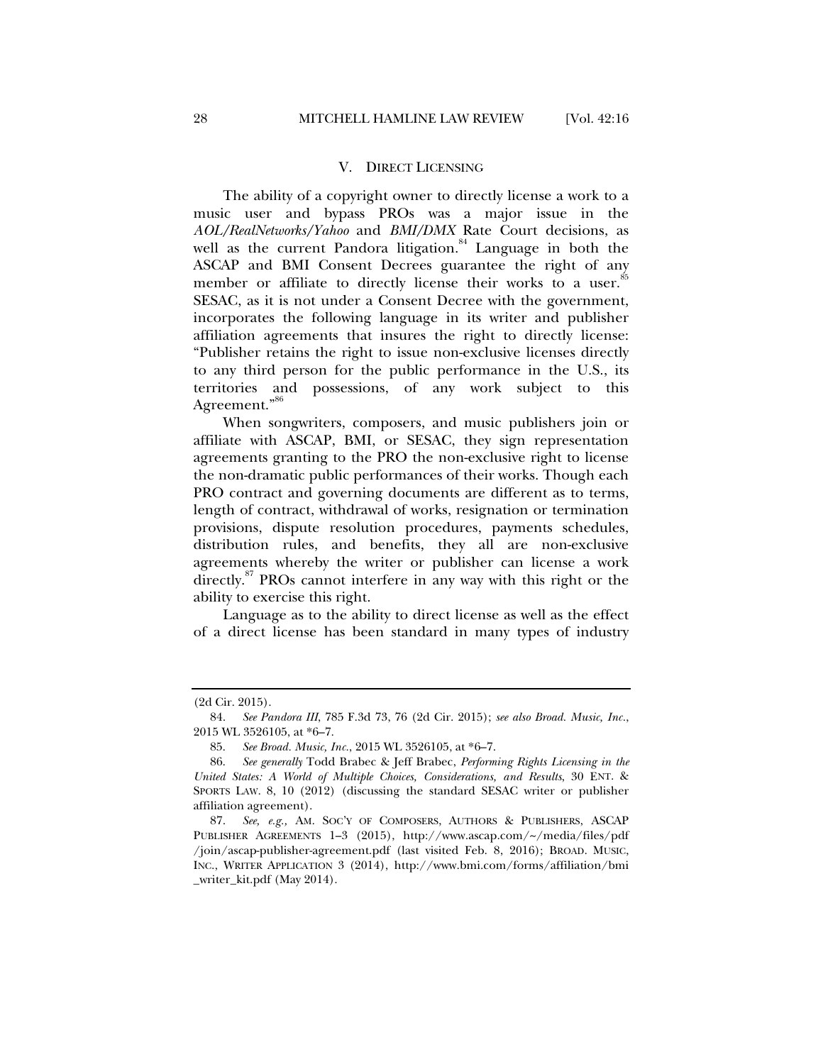## V. DIRECT LICENSING

The ability of a copyright owner to directly license a work to a music user and bypass PROs was a major issue in the *AOL/RealNetworks/Yahoo* and *BMI/DMX* Rate Court decisions, as well as the current Pandora litigation.[84] Language in both the ASCAP and BMI Consent Decrees guarantee the right of any member or affiliate to directly license their works to a user.[85] SESAC, as it is not under a Consent Decree with the government, incorporates the following language in its writer and publisher affiliation agreements that insures the right to directly license: "Publisher retains the right to issue non-exclusive licenses directly to any third person for the public performance in the U.S., its territories and possessions, of any work subject to this Agreement."[86]

When songwriters, composers, and music publishers join or affiliate with ASCAP, BMI, or SESAC, they sign representation agreements granting to the PRO the non-exclusive right to license the non-dramatic public performances of their works. Though each PRO contract and governing documents are different as to terms, length of contract, withdrawal of works, resignation or termination provisions, dispute resolution procedures, payments schedules, distribution rules, and benefits, they all are non-exclusive agreements whereby the writer or publisher can license a work directly.[87] PROs cannot interfere in any way with this right or the ability to exercise this right.

Language as to the ability to direct license as well as the effect of a direct license has been standard in many types of industry

---

(2d Cir. 2015).

84. *See Pandora III*, 785 F.3d 73, 76 (2d Cir. 2015); *see also Broad. Music, Inc.*, 2015 WL 3526105, at *6–7.

85. *See Broad. Music, Inc.*, 2015 WL 3526105, at *6–7.

86. *See generally* Todd Brabec & Jeff Brabec, *Performing Rights Licensing in the United States: A World of Multiple Choices, Considerations, and Results*, 30 ENT. & SPORTS LAW. 8, 10 (2012) (discussing the standard SESAC writer or publisher affiliation agreement).

87. *See, e.g.*, AM. SOC'Y OF COMPOSERS, AUTHORS & PUBLISHERS, ASCAP PUBLISHER AGREEMENTS 1–3 (2015), http://www.ascap.com/~/media/files/pdf/join/ascap-publisher-agreement.pdf (last visited Feb. 8, 2016); BROAD. MUSIC, INC., WRITER APPLICATION 3 (2014), http://www.bmi.com/forms/affiliation/bmi_writer_kit.pdf (May 2014).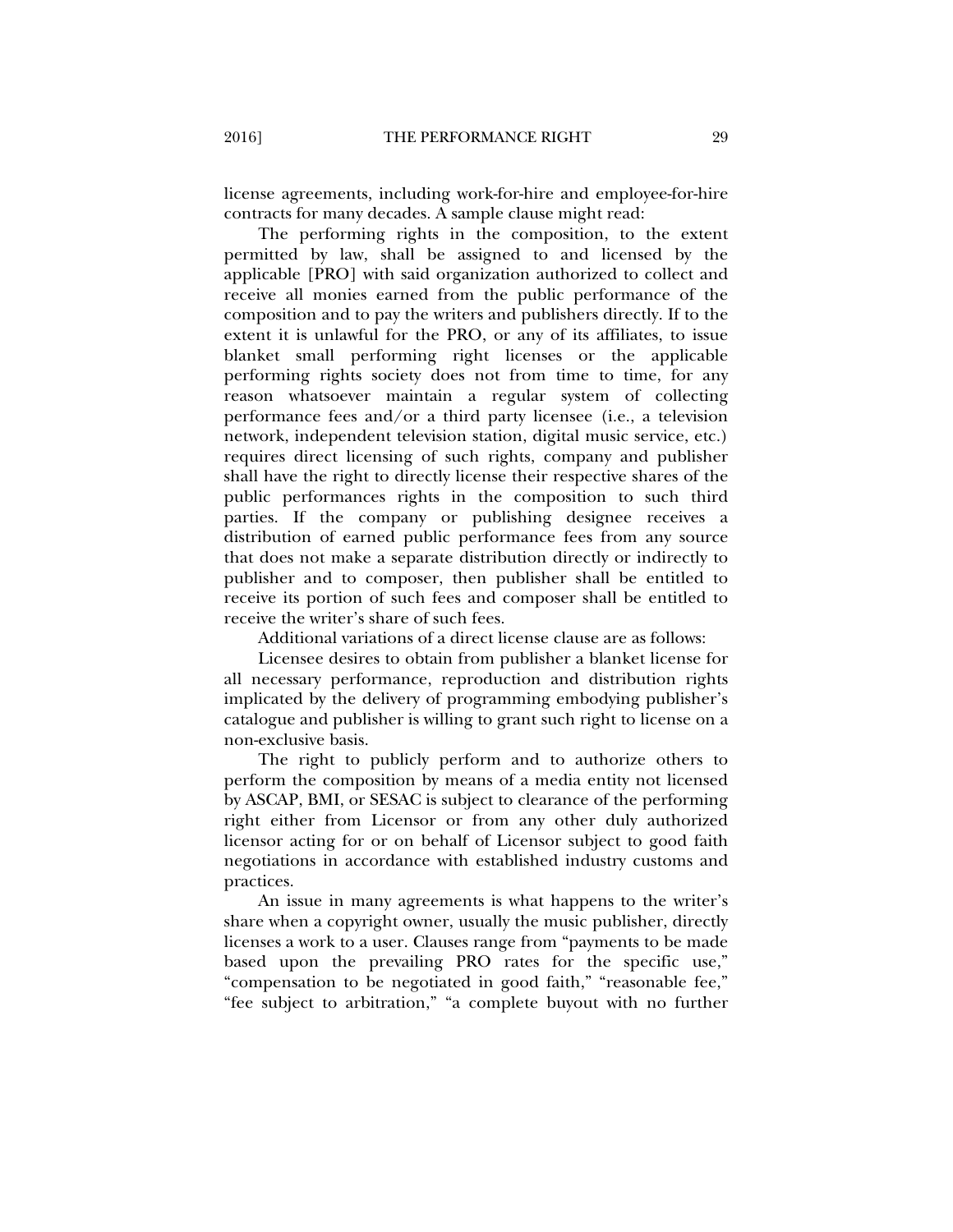license agreements, including work-for-hire and employee-for-hire contracts for many decades. A sample clause might read:

The performing rights in the composition, to the extent permitted by law, shall be assigned to and licensed by the applicable [PRO] with said organization authorized to collect and receive all monies earned from the public performance of the composition and to pay the writers and publishers directly. If to the extent it is unlawful for the PRO, or any of its affiliates, to issue blanket small performing right licenses or the applicable performing rights society does not from time to time, for any reason whatsoever maintain a regular system of collecting performance fees and/or a third party licensee (i.e., a television network, independent television station, digital music service, etc.) requires direct licensing of such rights, company and publisher shall have the right to directly license their respective shares of the public performances rights in the composition to such third parties. If the company or publishing designee receives a distribution of earned public performance fees from any source that does not make a separate distribution directly or indirectly to publisher and to composer, then publisher shall be entitled to receive its portion of such fees and composer shall be entitled to receive the writer's share of such fees.

Additional variations of a direct license clause are as follows:

Licensee desires to obtain from publisher a blanket license for all necessary performance, reproduction and distribution rights implicated by the delivery of programming embodying publisher's catalogue and publisher is willing to grant such right to license on a non-exclusive basis.

The right to publicly perform and to authorize others to perform the composition by means of a media entity not licensed by ASCAP, BMI, or SESAC is subject to clearance of the performing right either from Licensor or from any other duly authorized licensor acting for or on behalf of Licensor subject to good faith negotiations in accordance with established industry customs and practices.

An issue in many agreements is what happens to the writer's share when a copyright owner, usually the music publisher, directly licenses a work to a user. Clauses range from "payments to be made based upon the prevailing PRO rates for the specific use," "compensation to be negotiated in good faith," "reasonable fee," "fee subject to arbitration," "a complete buyout with no further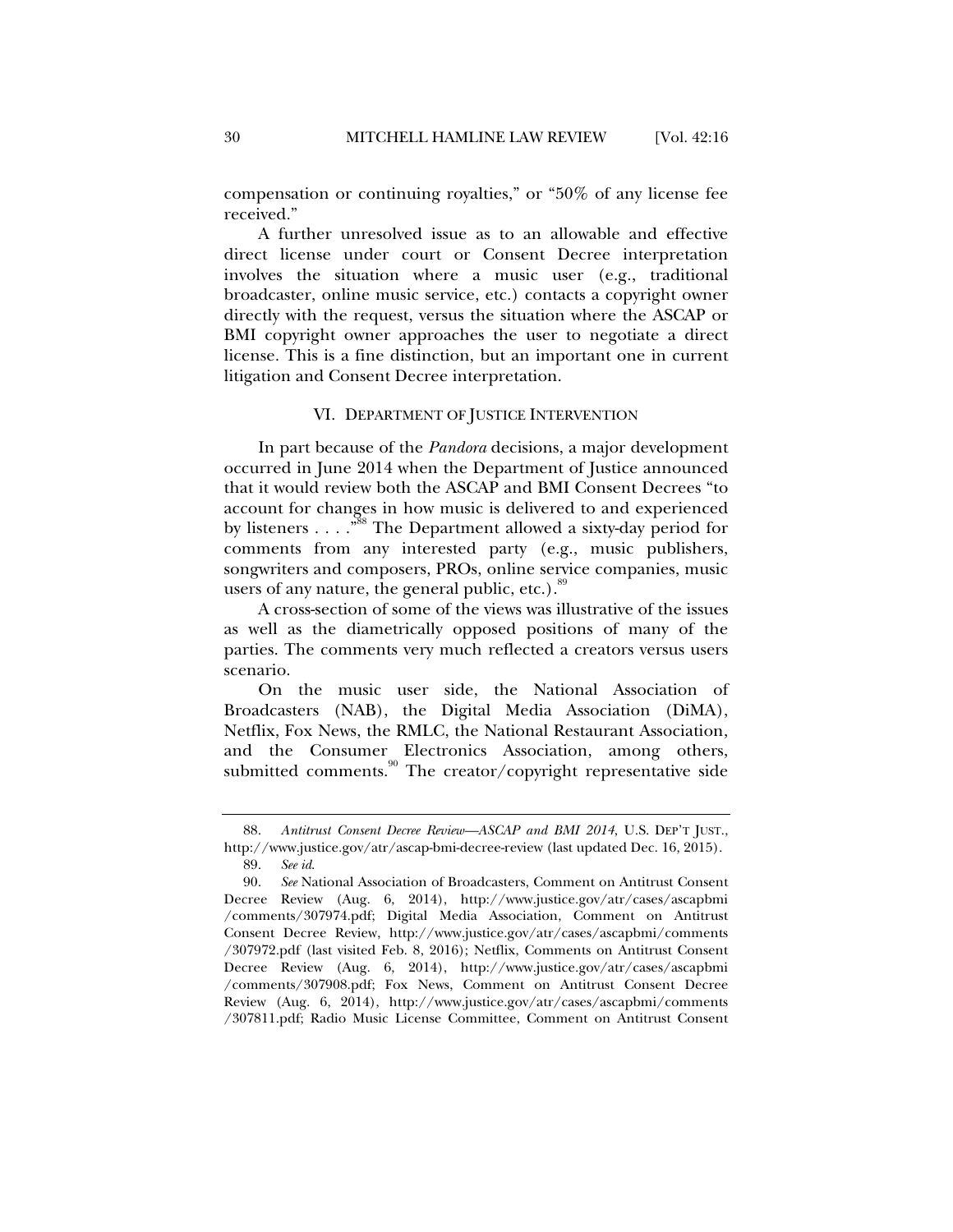compensation or continuing royalties," or "50% of any license fee received."

A further unresolved issue as to an allowable and effective direct license under court or Consent Decree interpretation involves the situation where a music user (e.g., traditional broadcaster, online music service, etc.) contacts a copyright owner directly with the request, versus the situation where the ASCAP or BMI copyright owner approaches the user to negotiate a direct license. This is a fine distinction, but an important one in current litigation and Consent Decree interpretation.

## VI. DEPARTMENT OF JUSTICE INTERVENTION

In part because of the *Pandora* decisions, a major development occurred in June 2014 when the Department of Justice announced that it would review both the ASCAP and BMI Consent Decrees "to account for changes in how music is delivered to and experienced by listeners . . . ."[88] The Department allowed a sixty-day period for comments from any interested party (e.g., music publishers, songwriters and composers, PROs, online service companies, music users of any nature, the general public, etc.).[89]

A cross-section of some of the views was illustrative of the issues as well as the diametrically opposed positions of many of the parties. The comments very much reflected a creators versus users scenario.

On the music user side, the National Association of Broadcasters (NAB), the Digital Media Association (DiMA), Netflix, Fox News, the RMLC, the National Restaurant Association, and the Consumer Electronics Association, among others, submitted comments.[90] The creator/copyright representative side

---

88. *Antitrust Consent Decree Review—ASCAP and BMI 2014*, U.S. DEP'T JUST., http://www.justice.gov/atr/ascap-bmi-decree-review (last updated Dec. 16, 2015).

89. *See id.*

90. *See* National Association of Broadcasters, Comment on Antitrust Consent Decree Review (Aug. 6, 2014), http://www.justice.gov/atr/cases/ascapbmi/comments/307974.pdf; Digital Media Association, Comment on Antitrust Consent Decree Review, http://www.justice.gov/atr/cases/ascapbmi/comments/307972.pdf (last visited Feb. 8, 2016); Netflix, Comments on Antitrust Consent Decree Review (Aug. 6, 2014), http://www.justice.gov/atr/cases/ascapbmi/comments/307908.pdf; Fox News, Comment on Antitrust Consent Decree Review (Aug. 6, 2014), http://www.justice.gov/atr/cases/ascapbmi/comments/307811.pdf; Radio Music License Committee, Comment on Antitrust Consent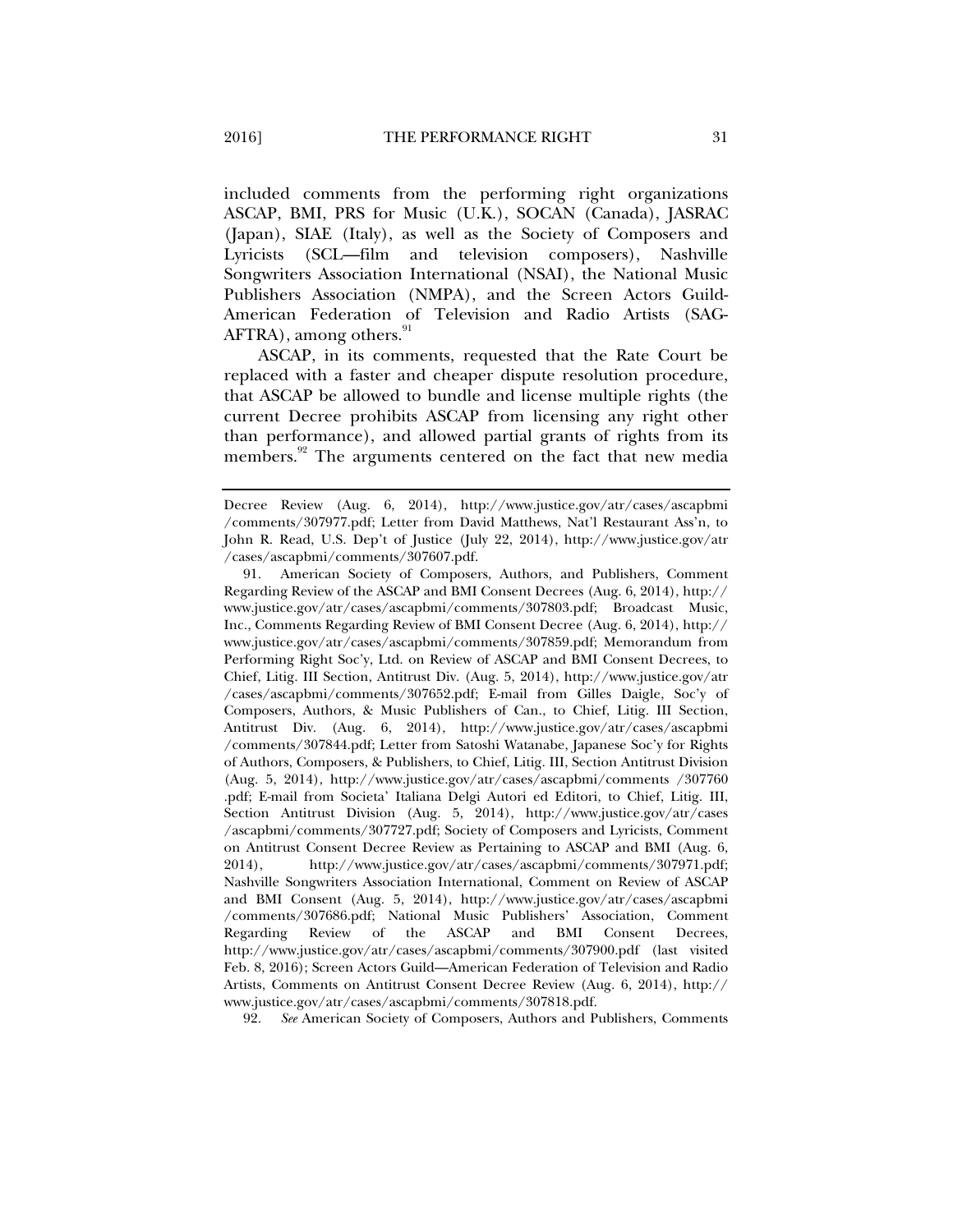included comments from the performing right organizations ASCAP, BMI, PRS for Music (U.K.), SOCAN (Canada), JASRAC (Japan), SIAE (Italy), as well as the Society of Composers and Lyricists (SCL—film and television composers), Nashville Songwriters Association International (NSAI), the National Music Publishers Association (NMPA), and the Screen Actors Guild-American Federation of Television and Radio Artists (SAG-AFTRA), among others.[91]

ASCAP, in its comments, requested that the Rate Court be replaced with a faster and cheaper dispute resolution procedure, that ASCAP be allowed to bundle and license multiple rights (the current Decree prohibits ASCAP from licensing any right other than performance), and allowed partial grants of rights from its members.[92] The arguments centered on the fact that new media

---

Decree Review (Aug. 6, 2014), http://www.justice.gov/atr/cases/ascapbmi/comments/307977.pdf; Letter from David Matthews, Nat'l Restaurant Ass'n, to John R. Read, U.S. Dep't of Justice (July 22, 2014), http://www.justice.gov/atr/cases/ascapbmi/comments/307607.pdf.

91. American Society of Composers, Authors, and Publishers, Comment Regarding Review of the ASCAP and BMI Consent Decrees (Aug. 6, 2014), http://www.justice.gov/atr/cases/ascapbmi/comments/307803.pdf; Broadcast Music, Inc., Comments Regarding Review of BMI Consent Decree (Aug. 6, 2014), http://www.justice.gov/atr/cases/ascapbmi/comments/307859.pdf; Memorandum from Performing Right Soc'y, Ltd. on Review of ASCAP and BMI Consent Decrees, to Chief, Litig. III Section, Antitrust Div. (Aug. 5, 2014), http://www.justice.gov/atr/cases/ascapbmi/comments/307652.pdf; E-mail from Gilles Daigle, Soc'y of Composers, Authors, & Music Publishers of Can., to Chief, Litig. III Section, Antitrust Div. (Aug. 6, 2014), http://www.justice.gov/atr/cases/ascapbmi/comments/307844.pdf; Letter from Satoshi Watanabe, Japanese Soc'y for Rights of Authors, Composers, & Publishers, to Chief, Litig. III, Section Antitrust Division (Aug. 5, 2014), http://www.justice.gov/atr/cases/ascapbmi/comments /307760.pdf; E-mail from Societa' Italiana Delgi Autori ed Editori, to Chief, Litig. III, Section Antitrust Division (Aug. 5, 2014), http://www.justice.gov/atr/cases/ascapbmi/comments/307727.pdf; Society of Composers and Lyricists, Comment on Antitrust Consent Decree Review as Pertaining to ASCAP and BMI (Aug. 6, 2014), http://www.justice.gov/atr/cases/ascapbmi/comments/307971.pdf; Nashville Songwriters Association International, Comment on Review of ASCAP and BMI Consent (Aug. 5, 2014), http://www.justice.gov/atr/cases/ascapbmi/comments/307686.pdf; National Music Publishers' Association, Comment Regarding Review of the ASCAP and BMI Consent Decrees, http://www.justice.gov/atr/cases/ascapbmi/comments/307900.pdf (last visited Feb. 8, 2016); Screen Actors Guild—American Federation of Television and Radio Artists, Comments on Antitrust Consent Decree Review (Aug. 6, 2014), http://www.justice.gov/atr/cases/ascapbmi/comments/307818.pdf.

92. *See* American Society of Composers, Authors and Publishers, Comments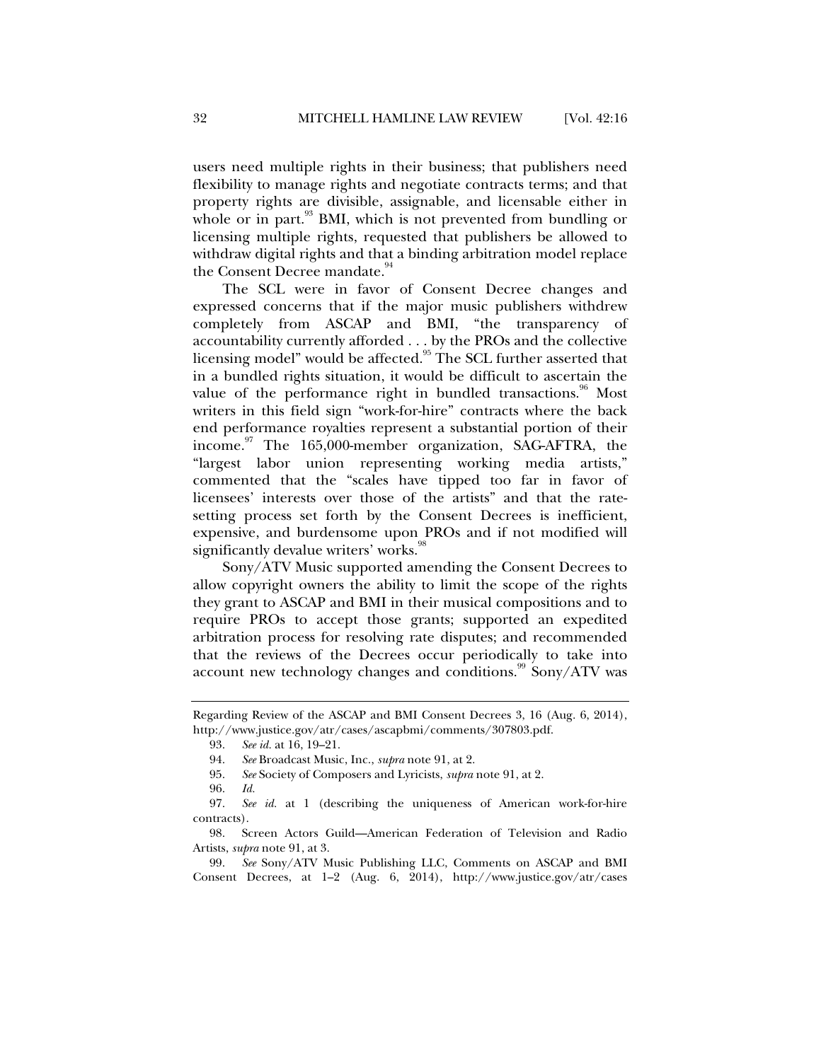users need multiple rights in their business; that publishers need flexibility to manage rights and negotiate contracts terms; and that property rights are divisible, assignable, and licensable either in whole or in part.[93] BMI, which is not prevented from bundling or licensing multiple rights, requested that publishers be allowed to withdraw digital rights and that a binding arbitration model replace the Consent Decree mandate.[94]

The SCL were in favor of Consent Decree changes and expressed concerns that if the major music publishers withdrew completely from ASCAP and BMI, "the transparency of accountability currently afforded . . . by the PROs and the collective licensing model" would be affected.[95] The SCL further asserted that in a bundled rights situation, it would be difficult to ascertain the value of the performance right in bundled transactions.[96] Most writers in this field sign "work-for-hire" contracts where the back end performance royalties represent a substantial portion of their income.[97] The 165,000-member organization, SAG-AFTRA, the "largest labor union representing working media artists," commented that the "scales have tipped too far in favor of licensees' interests over those of the artists" and that the rate-setting process set forth by the Consent Decrees is inefficient, expensive, and burdensome upon PROs and if not modified will significantly devalue writers' works.[98]

Sony/ATV Music supported amending the Consent Decrees to allow copyright owners the ability to limit the scope of the rights they grant to ASCAP and BMI in their musical compositions and to require PROs to accept those grants; supported an expedited arbitration process for resolving rate disputes; and recommended that the reviews of the Decrees occur periodically to take into account new technology changes and conditions.[99] Sony/ATV was

---

Regarding Review of the ASCAP and BMI Consent Decrees 3, 16 (Aug. 6, 2014), http://www.justice.gov/atr/cases/ascapbmi/comments/307803.pdf.

93. *See id.* at 16, 19–21.

94. *See* Broadcast Music, Inc., *supra* note 91, at 2.

95. *See* Society of Composers and Lyricists, *supra* note 91, at 2.

96. *Id.*

97. *See id.* at 1 (describing the uniqueness of American work-for-hire contracts).

98. Screen Actors Guild—American Federation of Television and Radio Artists, *supra* note 91, at 3.

99. *See* Sony/ATV Music Publishing LLC, Comments on ASCAP and BMI Consent Decrees, at 1–2 (Aug. 6, 2014), http://www.justice.gov/atr/cases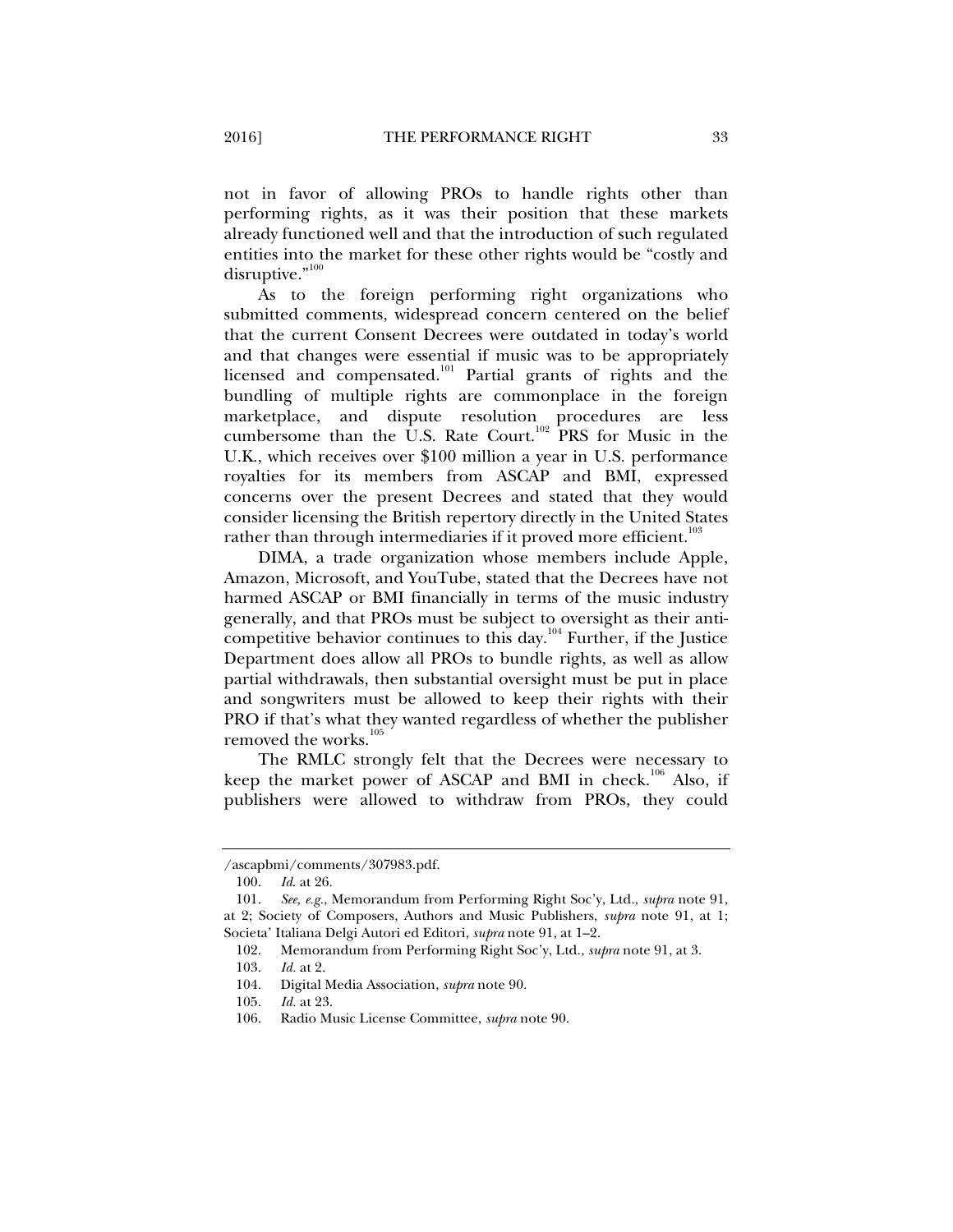not in favor of allowing PROs to handle rights other than performing rights, as it was their position that these markets already functioned well and that the introduction of such regulated entities into the market for these other rights would be "costly and disruptive."[100]

As to the foreign performing right organizations who submitted comments, widespread concern centered on the belief that the current Consent Decrees were outdated in today's world and that changes were essential if music was to be appropriately licensed and compensated.[101] Partial grants of rights and the bundling of multiple rights are commonplace in the foreign marketplace, and dispute resolution procedures are less cumbersome than the U.S. Rate Court.[102] PRS for Music in the U.K., which receives over $100 million a year in U.S. performance royalties for its members from ASCAP and BMI, expressed concerns over the present Decrees and stated that they would consider licensing the British repertory directly in the United States rather than through intermediaries if it proved more efficient.[103]

DIMA, a trade organization whose members include Apple, Amazon, Microsoft, and YouTube, stated that the Decrees have not harmed ASCAP or BMI financially in terms of the music industry generally, and that PROs must be subject to oversight as their anti-competitive behavior continues to this day.[104] Further, if the Justice Department does allow all PROs to bundle rights, as well as allow partial withdrawals, then substantial oversight must be put in place and songwriters must be allowed to keep their rights with their PRO if that's what they wanted regardless of whether the publisher removed the works.[105]

The RMLC strongly felt that the Decrees were necessary to keep the market power of ASCAP and BMI in check.[106] Also, if publishers were allowed to withdraw from PROs, they could

---

/ascapbmi/comments/307983.pdf.

100. *Id.* at 26.

101. *See, e.g.*, Memorandum from Performing Right Soc'y, Ltd., *supra* note 91, at 2; Society of Composers, Authors and Music Publishers, *supra* note 91, at 1; Societa' Italiana Delgi Autori ed Editori, *supra* note 91, at 1–2.

102. Memorandum from Performing Right Soc'y, Ltd., *supra* note 91, at 3.

103. *Id.* at 2.

104. Digital Media Association, *supra* note 90.

105. *Id.* at 23.

106. Radio Music License Committee, *supra* note 90.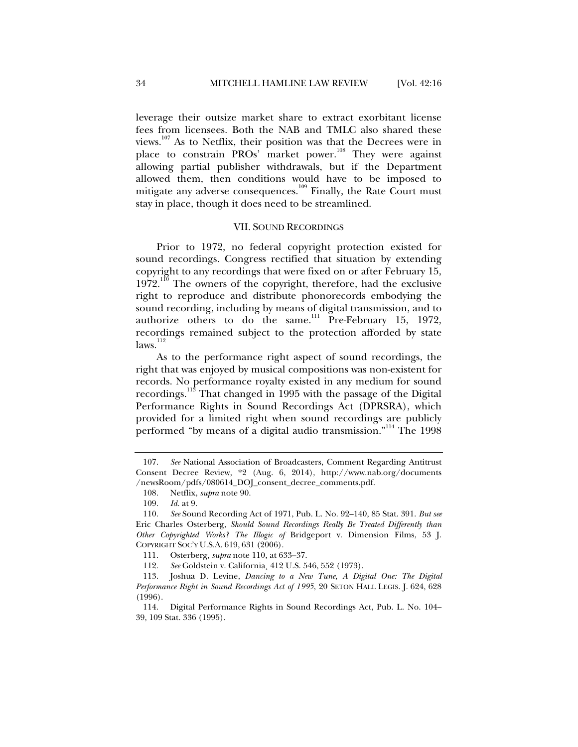leverage their outsize market share to extract exorbitant license fees from licensees. Both the NAB and TMLC also shared these views.[107] As to Netflix, their position was that the Decrees were in place to constrain PROs' market power.[108] They were against allowing partial publisher withdrawals, but if the Department allowed them, then conditions would have to be imposed to mitigate any adverse consequences.[109] Finally, the Rate Court must stay in place, though it does need to be streamlined.

## VII. SOUND RECORDINGS

Prior to 1972, no federal copyright protection existed for sound recordings. Congress rectified that situation by extending copyright to any recordings that were fixed on or after February 15, 1972.[110] The owners of the copyright, therefore, had the exclusive right to reproduce and distribute phonorecords embodying the sound recording, including by means of digital transmission, and to authorize others to do the same.[111] Pre-February 15, 1972, recordings remained subject to the protection afforded by state laws.[112]

As to the performance right aspect of sound recordings, the right that was enjoyed by musical compositions was non-existent for records. No performance royalty existed in any medium for sound recordings.[113] That changed in 1995 with the passage of the Digital Performance Rights in Sound Recordings Act (DPRSRA), which provided for a limited right when sound recordings are publicly performed "by means of a digital audio transmission."[114] The 1998

---

107. *See* National Association of Broadcasters, Comment Regarding Antitrust Consent Decree Review, *2 (Aug. 6, 2014), http://www.nab.org/documents/newsRoom/pdfs/080614_DOJ_consent_decree_comments.pdf.

108. Netflix, *supra* note 90.

109. *Id.* at 9.

110. *See* Sound Recording Act of 1971, Pub. L. No. 92–140, 85 Stat. 391. *But see* Eric Charles Osterberg, *Should Sound Recordings Really Be Treated Differently than Other Copyrighted Works? The Illogic of* Bridgeport v. Dimension Films, 53 J. COPYRIGHT SOC'Y U.S.A. 619, 631 (2006).

111. Osterberg, *supra* note 110, at 633–37.

112. *See* Goldstein v. California, 412 U.S. 546, 552 (1973).

113. Joshua D. Levine, *Dancing to a New Tune, A Digital One: The Digital Performance Right in Sound Recordings Act of 1995*, 20 SETON HALL LEGIS. J. 624, 628 (1996).

114. Digital Performance Rights in Sound Recordings Act, Pub. L. No. 104–39, 109 Stat. 336 (1995).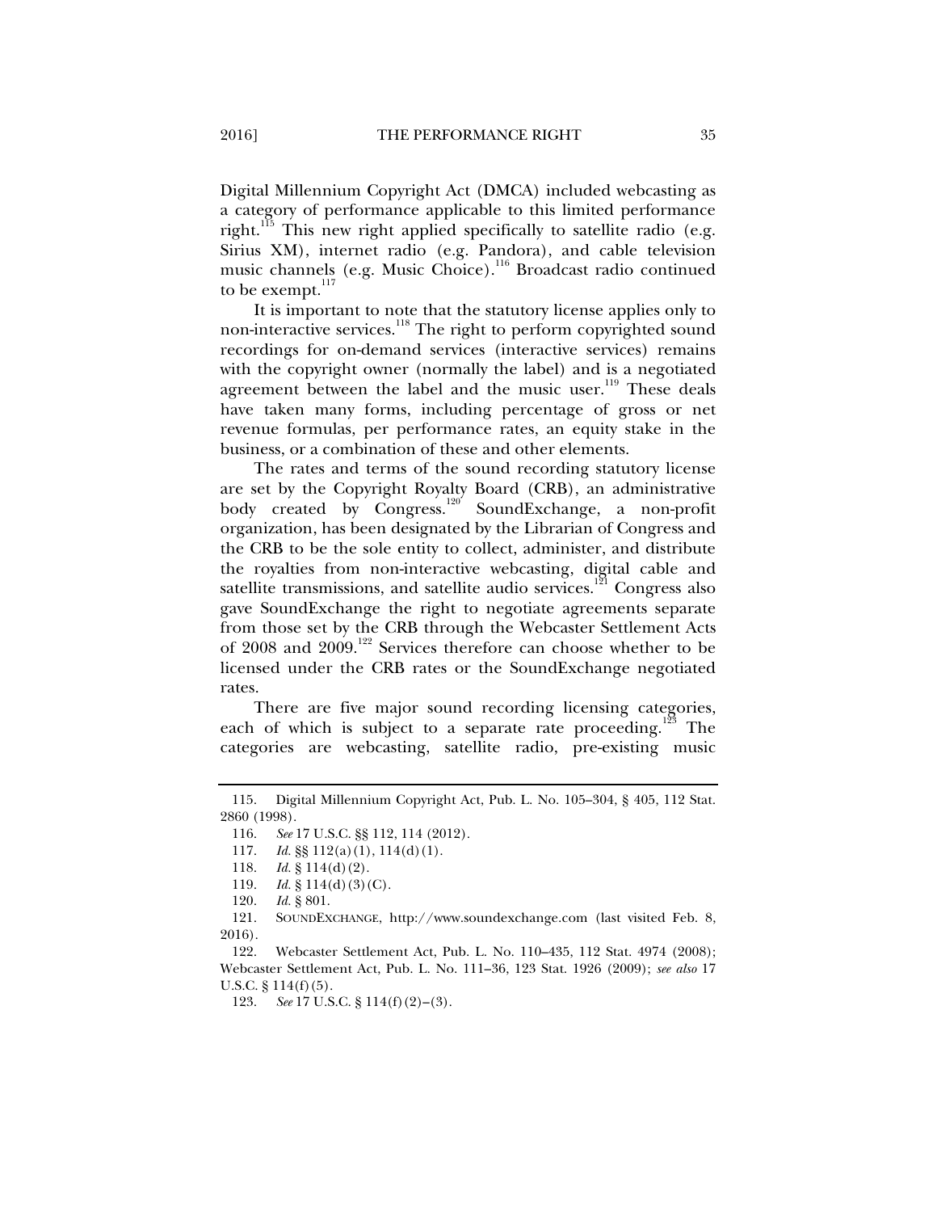Digital Millennium Copyright Act (DMCA) included webcasting as a category of performance applicable to this limited performance right.[115] This new right applied specifically to satellite radio (e.g. Sirius XM), internet radio (e.g. Pandora), and cable television music channels (e.g. Music Choice).[116] Broadcast radio continued to be exempt.[117]

It is important to note that the statutory license applies only to non-interactive services.[118] The right to perform copyrighted sound recordings for on-demand services (interactive services) remains with the copyright owner (normally the label) and is a negotiated agreement between the label and the music user.[119] These deals have taken many forms, including percentage of gross or net revenue formulas, per performance rates, an equity stake in the business, or a combination of these and other elements.

The rates and terms of the sound recording statutory license are set by the Copyright Royalty Board (CRB), an administrative body created by Congress.[120] SoundExchange, a non-profit organization, has been designated by the Librarian of Congress and the CRB to be the sole entity to collect, administer, and distribute the royalties from non-interactive webcasting, digital cable and satellite transmissions, and satellite audio services.[121] Congress also gave SoundExchange the right to negotiate agreements separate from those set by the CRB through the Webcaster Settlement Acts of 2008 and 2009.[122] Services therefore can choose whether to be licensed under the CRB rates or the SoundExchange negotiated rates.

There are five major sound recording licensing categories, each of which is subject to a separate rate proceeding.[123] The categories are webcasting, satellite radio, pre-existing music

---

115. Digital Millennium Copyright Act, Pub. L. No. 105–304, § 405, 112 Stat. 2860 (1998).

116. *See* 17 U.S.C. §§ 112, 114 (2012).

117. *Id.* §§ 112(a)(1), 114(d)(1).

118. *Id.* § 114(d)(2).

119. *Id.* § 114(d)(3)(C).

120. *Id.* § 801.

121. SOUNDEXCHANGE, http://www.soundexchange.com (last visited Feb. 8, 2016).

122. Webcaster Settlement Act, Pub. L. No. 110–435, 112 Stat. 4974 (2008); Webcaster Settlement Act, Pub. L. No. 111–36, 123 Stat. 1926 (2009); *see also* 17 U.S.C. § 114(f)(5).

123. *See* 17 U.S.C. § 114(f)(2)–(3).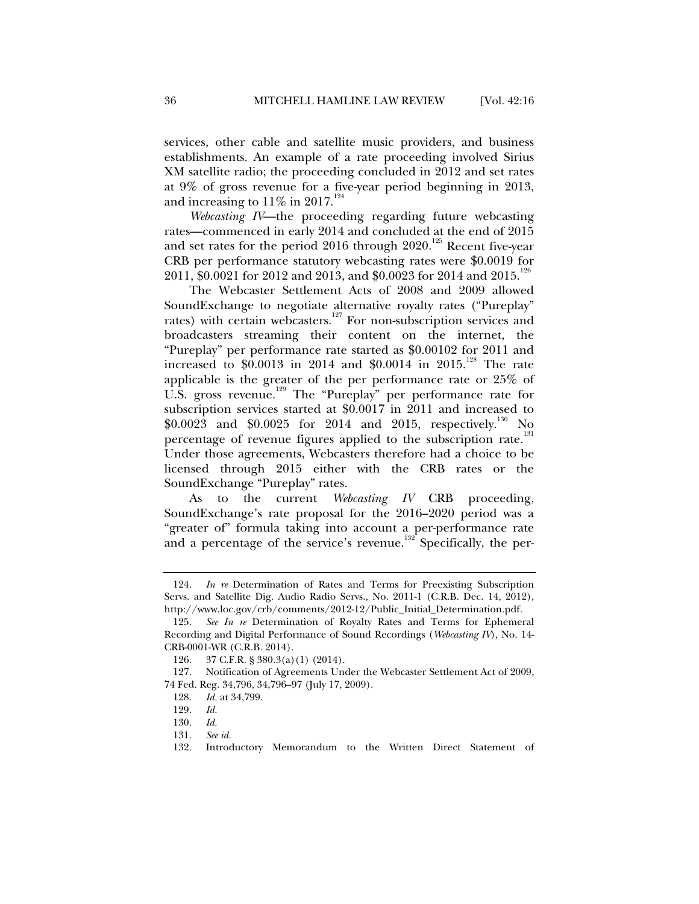services, other cable and satellite music providers, and business establishments. An example of a rate proceeding involved Sirius XM satellite radio; the proceeding concluded in 2012 and set rates at 9% of gross revenue for a five-year period beginning in 2013, and increasing to 11% in 2017.[124]

*Webcasting IV*—the proceeding regarding future webcasting rates—commenced in early 2014 and concluded at the end of 2015 and set rates for the period 2016 through 2020.[125] Recent five-year CRB per performance statutory webcasting rates were $0.0019 for 2011, $0.0021 for 2012 and 2013, and $0.0023 for 2014 and 2015.[126]

The Webcaster Settlement Acts of 2008 and 2009 allowed SoundExchange to negotiate alternative royalty rates ("Pureplay" rates) with certain webcasters.[127] For non-subscription services and broadcasters streaming their content on the internet, the "Pureplay" per performance rate started as $0.00102 for 2011 and increased to $0.0013 in 2014 and $0.0014 in 2015.[128] The rate applicable is the greater of the per performance rate or 25% of U.S. gross revenue.[129] The "Pureplay" per performance rate for subscription services started at $0.0017 in 2011 and increased to $0.0023 and $0.0025 for 2014 and 2015, respectively.[130] No percentage of revenue figures applied to the subscription rate.[131] Under those agreements, Webcasters therefore had a choice to be licensed through 2015 either with the CRB rates or the SoundExchange "Pureplay" rates.

As to the current *Webcasting IV* CRB proceeding, SoundExchange's rate proposal for the 2016–2020 period was a "greater of" formula taking into account a per-performance rate and a percentage of the service's revenue.[132] Specifically, the per-

---

124. *In re* Determination of Rates and Terms for Preexisting Subscription Servs. and Satellite Dig. Audio Radio Servs., No. 2011-1 (C.R.B. Dec. 14, 2012), http://www.loc.gov/crb/comments/2012-12/Public_Initial_Determination.pdf.

125. *See In re* Determination of Royalty Rates and Terms for Ephemeral Recording and Digital Performance of Sound Recordings (*Webcasting IV*), No. 14-CRB-0001-WR (C.R.B. 2014).

126. 37 C.F.R. § 380.3(a)(1) (2014).

127. Notification of Agreements Under the Webcaster Settlement Act of 2009, 74 Fed. Reg. 34,796, 34,796–97 (July 17, 2009).

128. *Id.* at 34,799.

129. *Id.*

130. *Id.*

131. *See id.*

132. Introductory Memorandum to the Written Direct Statement of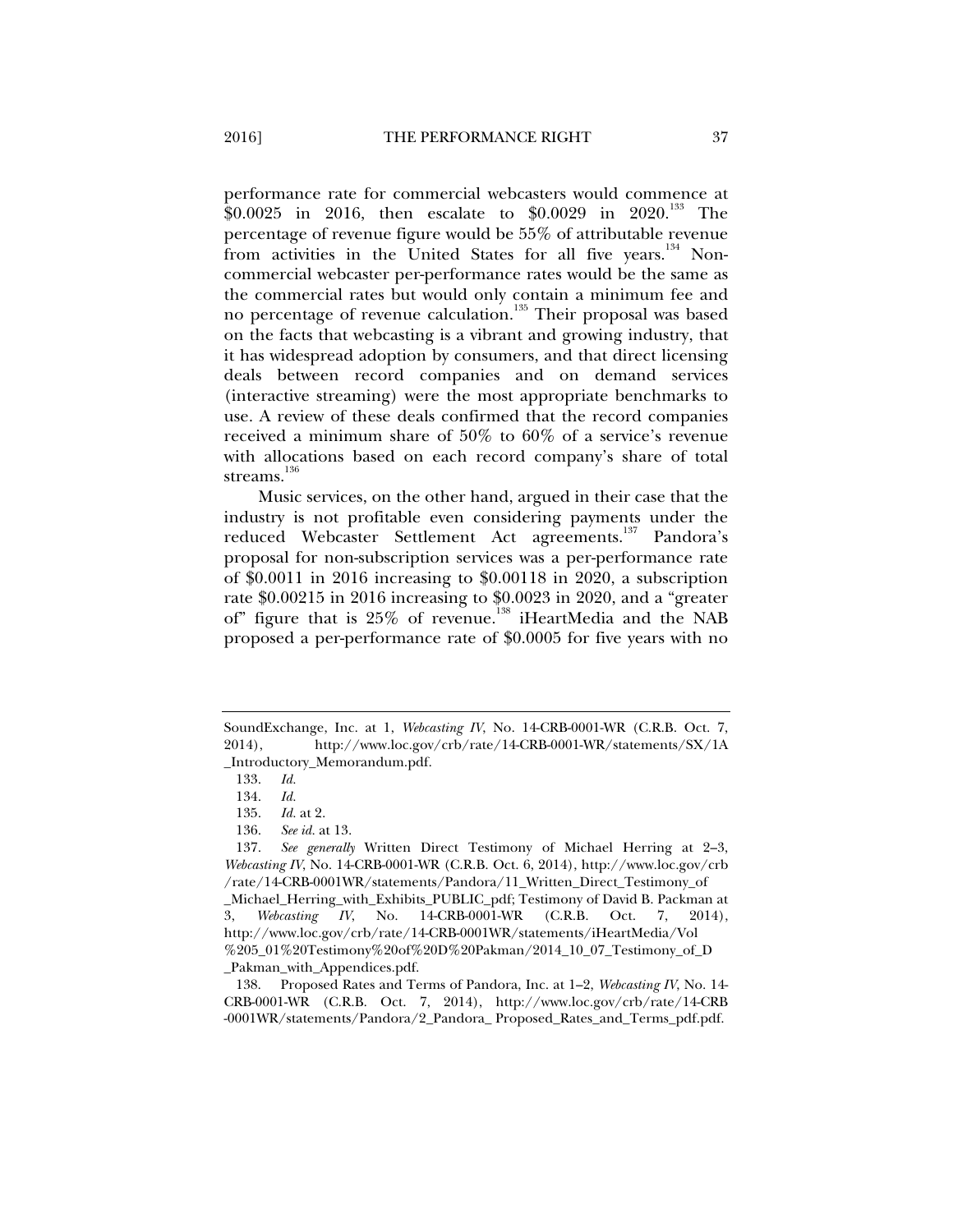performance rate for commercial webcasters would commence at $0.0025 in 2016, then escalate to $0.0029 in 2020.[133] The percentage of revenue figure would be 55% of attributable revenue from activities in the United States for all five years.[134] Non-commercial webcaster per-performance rates would be the same as the commercial rates but would only contain a minimum fee and no percentage of revenue calculation.[135] Their proposal was based on the facts that webcasting is a vibrant and growing industry, that it has widespread adoption by consumers, and that direct licensing deals between record companies and on demand services (interactive streaming) were the most appropriate benchmarks to use. A review of these deals confirmed that the record companies received a minimum share of 50% to 60% of a service's revenue with allocations based on each record company's share of total streams.[136]

Music services, on the other hand, argued in their case that the industry is not profitable even considering payments under the reduced Webcaster Settlement Act agreements.[137] Pandora's proposal for non-subscription services was a per-performance rate of $0.0011 in 2016 increasing to $0.00118 in 2020, a subscription rate $0.00215 in 2016 increasing to $0.0023 in 2020, and a "greater of" figure that is 25% of revenue.[138] iHeartMedia and the NAB proposed a per-performance rate of $0.0005 for five years with no

---

SoundExchange, Inc. at 1, *Webcasting IV*, No. 14-CRB-0001-WR (C.R.B. Oct. 7, 2014), http://www.loc.gov/crb/rate/14-CRB-0001-WR/statements/SX/1A_Introductory_Memorandum.pdf.

133. *Id.*

134. *Id.*

135. *Id.* at 2.

136. *See id.* at 13.

137. *See generally* Written Direct Testimony of Michael Herring at 2–3, *Webcasting IV*, No. 14-CRB-0001-WR (C.R.B. Oct. 6, 2014), http://www.loc.gov/crb/rate/14-CRB-0001WR/statements/Pandora/11_Written_Direct_Testimony_of_Michael_Herring_with_Exhibits_PUBLIC_pdf; Testimony of David B. Packman at 3, *Webcasting IV*, No. 14-CRB-0001-WR (C.R.B. Oct. 7, 2014), http://www.loc.gov/crb/rate/14-CRB-0001WR/statements/iHeartMedia/Vol%205_01%20Testimony%20of%20D%20Pakman/2014_10_07_Testimony_of_D_Pakman_with_Appendices.pdf.

138. Proposed Rates and Terms of Pandora, Inc. at 1–2, *Webcasting IV*, No. 14-CRB-0001-WR (C.R.B. Oct. 7, 2014), http://www.loc.gov/crb/rate/14-CRB-0001WR/statements/Pandora/2_Pandora_ Proposed_Rates_and_Terms_pdf.pdf.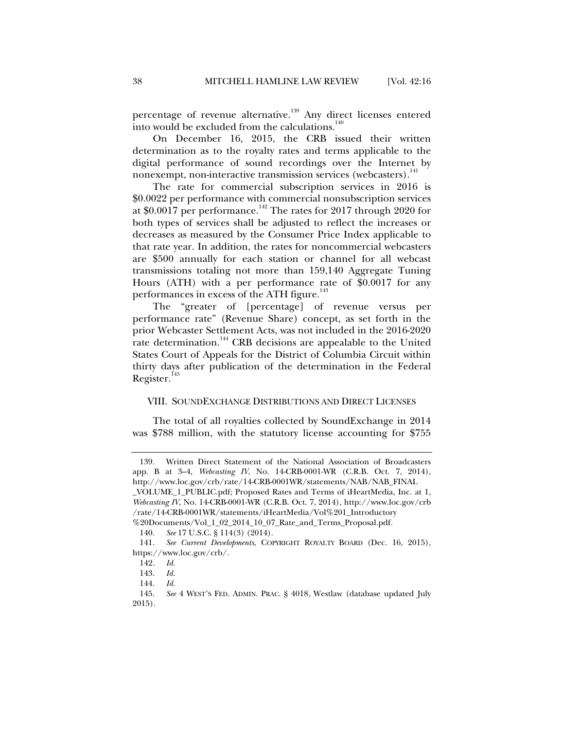percentage of revenue alternative.[139] Any direct licenses entered into would be excluded from the calculations.[140]

On December 16, 2015, the CRB issued their written determination as to the royalty rates and terms applicable to the digital performance of sound recordings over the Internet by nonexempt, non-interactive transmission services (webcasters).[141]

The rate for commercial subscription services in 2016 is $0.0022 per performance with commercial nonsubscription services at $0.0017 per performance.[142] The rates for 2017 through 2020 for both types of services shall be adjusted to reflect the increases or decreases as measured by the Consumer Price Index applicable to that rate year. In addition, the rates for noncommercial webcasters are $500 annually for each station or channel for all webcast transmissions totaling not more than 159,140 Aggregate Tuning Hours (ATH) with a per performance rate of $0.0017 for any performances in excess of the ATH figure.[143]

The "greater of [percentage] of revenue versus per performance rate" (Revenue Share) concept, as set forth in the prior Webcaster Settlement Acts, was not included in the 2016-2020 rate determination.[144] CRB decisions are appealable to the United States Court of Appeals for the District of Columbia Circuit within thirty days after publication of the determination in the Federal Register.[145]

## VIII. SOUNDEXCHANGE DISTRIBUTIONS AND DIRECT LICENSES

The total of all royalties collected by SoundExchange in 2014 was $788 million, with the statutory license accounting for $755

---

139. Written Direct Statement of the National Association of Broadcasters app. B at 3–4, *Webcasting IV*, No. 14-CRB-0001-WR (C.R.B. Oct. 7, 2014), http://www.loc.gov/crb/rate/14-CRB-0001WR/statements/NAB/NAB_FINAL_VOLUME_1_PUBLIC.pdf; Proposed Rates and Terms of iHeartMedia, Inc. at 1, *Webcasting IV*, No. 14-CRB-0001-WR (C.R.B. Oct. 7, 2014), http://www.loc.gov/crb/rate/14-CRB-0001WR/statements/iHeartMedia/Vol%201_Introductory%20Documents/Vol_1_02_2014_10_07_Rate_and_Terms_Proposal.pdf.

140. *See* 17 U.S.C. § 114(3) (2014).

141. *See Current Developments*, COPYRIGHT ROYALTY BOARD (Dec. 16, 2015), https://www.loc.gov/crb/.

142. *Id.*

143. *Id.*

144. *Id.*

145. *See* 4 WEST'S FED. ADMIN. PRAC. § 4018, Westlaw (database updated July 2015).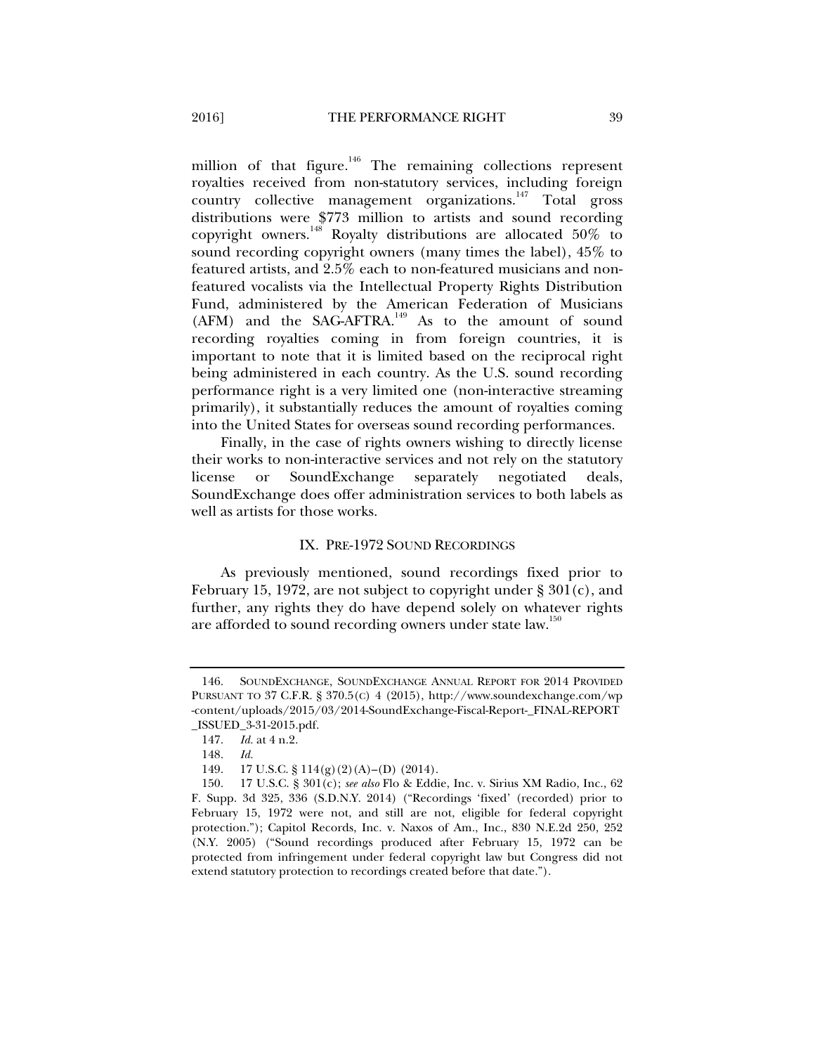million of that figure.[146] The remaining collections represent royalties received from non-statutory services, including foreign country collective management organizations.[147] Total gross distributions were $773 million to artists and sound recording copyright owners.[148] Royalty distributions are allocated 50% to sound recording copyright owners (many times the label), 45% to featured artists, and 2.5% each to non-featured musicians and non-featured vocalists via the Intellectual Property Rights Distribution Fund, administered by the American Federation of Musicians (AFM) and the SAG-AFTRA.[149] As to the amount of sound recording royalties coming in from foreign countries, it is important to note that it is limited based on the reciprocal right being administered in each country. As the U.S. sound recording performance right is a very limited one (non-interactive streaming primarily), it substantially reduces the amount of royalties coming into the United States for overseas sound recording performances.

Finally, in the case of rights owners wishing to directly license their works to non-interactive services and not rely on the statutory license or SoundExchange separately negotiated deals, SoundExchange does offer administration services to both labels as well as artists for those works.

## IX. PRE-1972 SOUND RECORDINGS

As previously mentioned, sound recordings fixed prior to February 15, 1972, are not subject to copyright under § 301(c), and further, any rights they do have depend solely on whatever rights are afforded to sound recording owners under state law.[150]

---

146. SOUNDEXCHANGE, SOUNDEXCHANGE ANNUAL REPORT FOR 2014 PROVIDED PURSUANT TO 37 C.F.R. § 370.5(C) 4 (2015), http://www.soundexchange.com/wp-content/uploads/2015/03/2014-SoundExchange-Fiscal-Report-_FINAL-REPORT_ISSUED_3-31-2015.pdf.

147. *Id.* at 4 n.2.

148. *Id.*

149. 17 U.S.C. § 114(g)(2)(A)–(D) (2014).

150. 17 U.S.C. § 301(c); *see also* Flo & Eddie, Inc. v. Sirius XM Radio, Inc., 62 F. Supp. 3d 325, 336 (S.D.N.Y. 2014) ("Recordings 'fixed' (recorded) prior to February 15, 1972 were not, and still are not, eligible for federal copyright protection."); Capitol Records, Inc. v. Naxos of Am., Inc., 830 N.E.2d 250, 252 (N.Y. 2005) ("Sound recordings produced after February 15, 1972 can be protected from infringement under federal copyright law but Congress did not extend statutory protection to recordings created before that date.").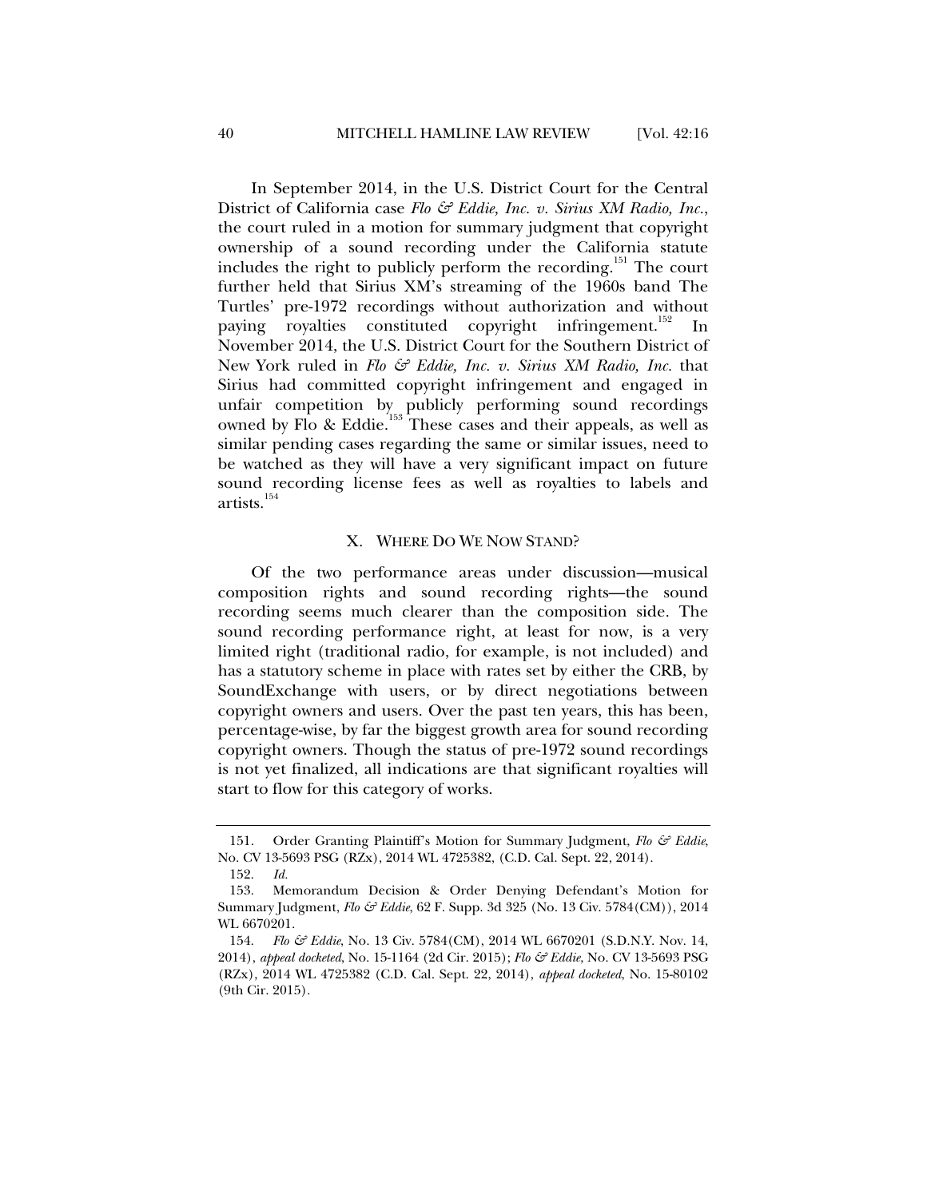In September 2014, in the U.S. District Court for the Central District of California case *Flo & Eddie, Inc. v. Sirius XM Radio, Inc.*, the court ruled in a motion for summary judgment that copyright ownership of a sound recording under the California statute includes the right to publicly perform the recording.[151] The court further held that Sirius XM's streaming of the 1960s band The Turtles' pre-1972 recordings without authorization and without paying royalties constituted copyright infringement.[152] In November 2014, the U.S. District Court for the Southern District of New York ruled in *Flo & Eddie, Inc. v. Sirius XM Radio, Inc.* that Sirius had committed copyright infringement and engaged in unfair competition by publicly performing sound recordings owned by Flo & Eddie.[153] These cases and their appeals, as well as similar pending cases regarding the same or similar issues, need to be watched as they will have a very significant impact on future sound recording license fees as well as royalties to labels and artists.[154]

## X. WHERE DO WE NOW STAND?

Of the two performance areas under discussion—musical composition rights and sound recording rights—the sound recording seems much clearer than the composition side. The sound recording performance right, at least for now, is a very limited right (traditional radio, for example, is not included) and has a statutory scheme in place with rates set by either the CRB, by SoundExchange with users, or by direct negotiations between copyright owners and users. Over the past ten years, this has been, percentage-wise, by far the biggest growth area for sound recording copyright owners. Though the status of pre-1972 sound recordings is not yet finalized, all indications are that significant royalties will start to flow for this category of works.

---

151. Order Granting Plaintiff's Motion for Summary Judgment, *Flo & Eddie*, No. CV 13-5693 PSG (RZx), 2014 WL 4725382, (C.D. Cal. Sept. 22, 2014).

152. *Id.*

153. Memorandum Decision & Order Denying Defendant's Motion for Summary Judgment, *Flo & Eddie*, 62 F. Supp. 3d 325 (No. 13 Civ. 5784(CM)), 2014 WL 6670201.

154. *Flo & Eddie*, No. 13 Civ. 5784(CM), 2014 WL 6670201 (S.D.N.Y. Nov. 14, 2014), *appeal docketed*, No. 15-1164 (2d Cir. 2015); *Flo & Eddie*, No. CV 13-5693 PSG (RZx), 2014 WL 4725382 (C.D. Cal. Sept. 22, 2014), *appeal docketed*, No. 15-80102 (9th Cir. 2015).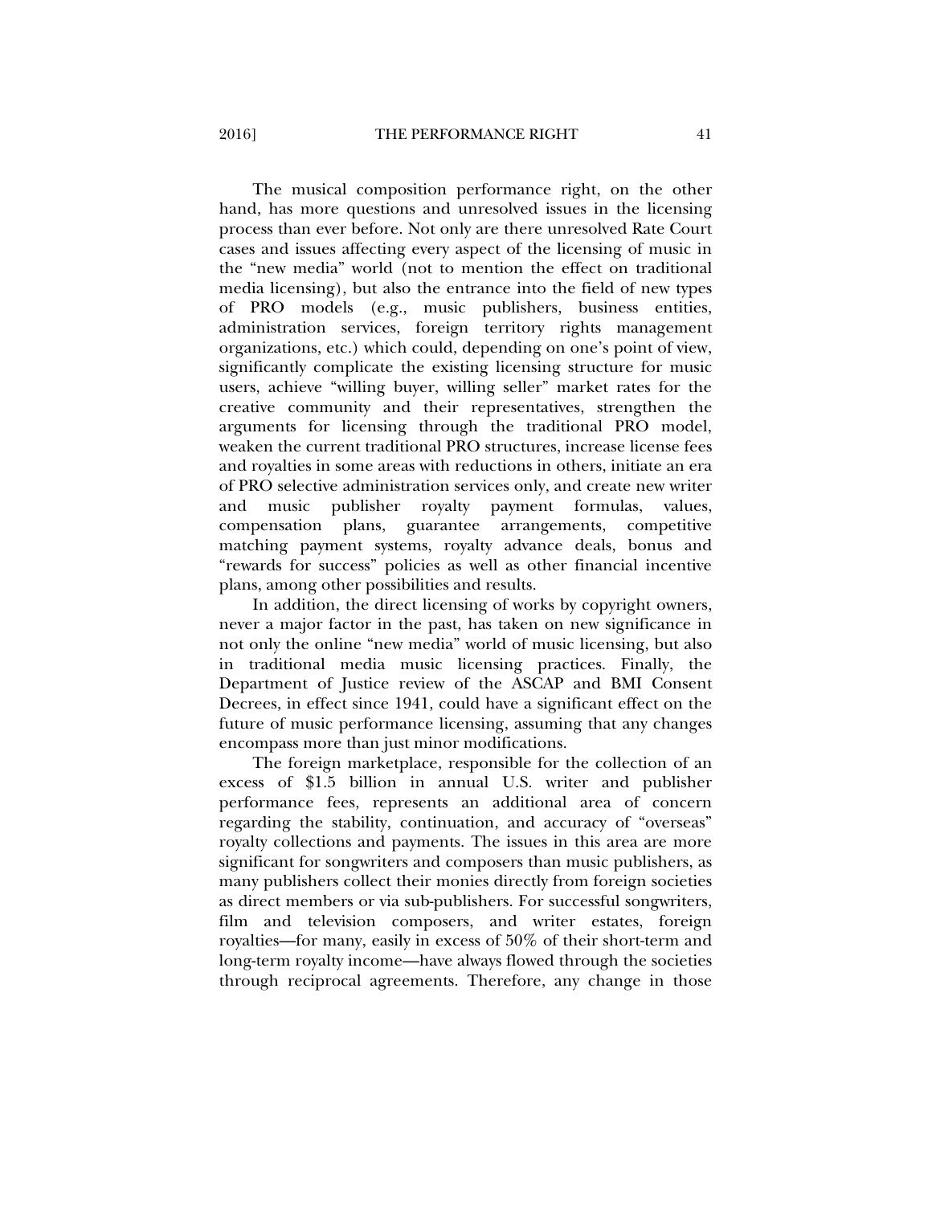The musical composition performance right, on the other hand, has more questions and unresolved issues in the licensing process than ever before. Not only are there unresolved Rate Court cases and issues affecting every aspect of the licensing of music in the "new media" world (not to mention the effect on traditional media licensing), but also the entrance into the field of new types of PRO models (e.g., music publishers, business entities, administration services, foreign territory rights management organizations, etc.) which could, depending on one's point of view, significantly complicate the existing licensing structure for music users, achieve "willing buyer, willing seller" market rates for the creative community and their representatives, strengthen the arguments for licensing through the traditional PRO model, weaken the current traditional PRO structures, increase license fees and royalties in some areas with reductions in others, initiate an era of PRO selective administration services only, and create new writer and music publisher royalty payment formulas, values, compensation plans, guarantee arrangements, competitive matching payment systems, royalty advance deals, bonus and "rewards for success" policies as well as other financial incentive plans, among other possibilities and results.

In addition, the direct licensing of works by copyright owners, never a major factor in the past, has taken on new significance in not only the online "new media" world of music licensing, but also in traditional media music licensing practices. Finally, the Department of Justice review of the ASCAP and BMI Consent Decrees, in effect since 1941, could have a significant effect on the future of music performance licensing, assuming that any changes encompass more than just minor modifications.

The foreign marketplace, responsible for the collection of an excess of $1.5 billion in annual U.S. writer and publisher performance fees, represents an additional area of concern regarding the stability, continuation, and accuracy of "overseas" royalty collections and payments. The issues in this area are more significant for songwriters and composers than music publishers, as many publishers collect their monies directly from foreign societies as direct members or via sub-publishers. For successful songwriters, film and television composers, and writer estates, foreign royalties—for many, easily in excess of 50% of their short-term and long-term royalty income—have always flowed through the societies through reciprocal agreements. Therefore, any change in those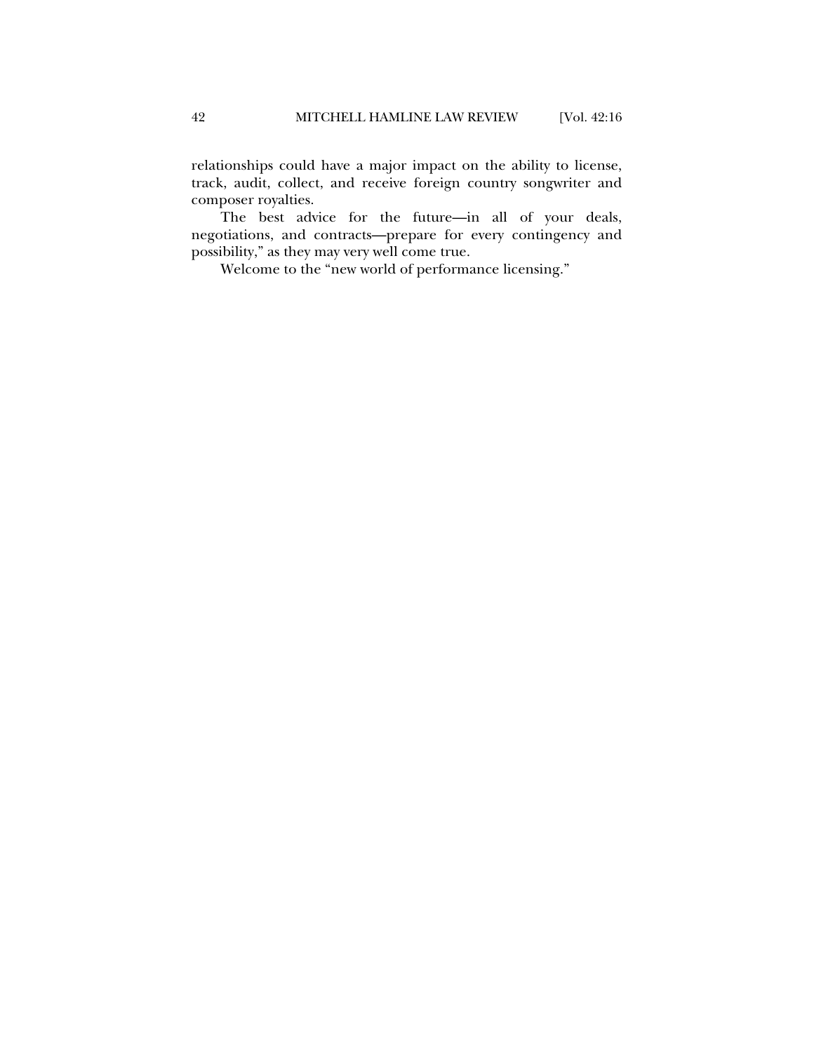relationships could have a major impact on the ability to license, track, audit, collect, and receive foreign country songwriter and composer royalties.

The best advice for the future—in all of your deals, negotiations, and contracts—prepare for every contingency and possibility," as they may very well come true.

Welcome to the "new world of performance licensing."